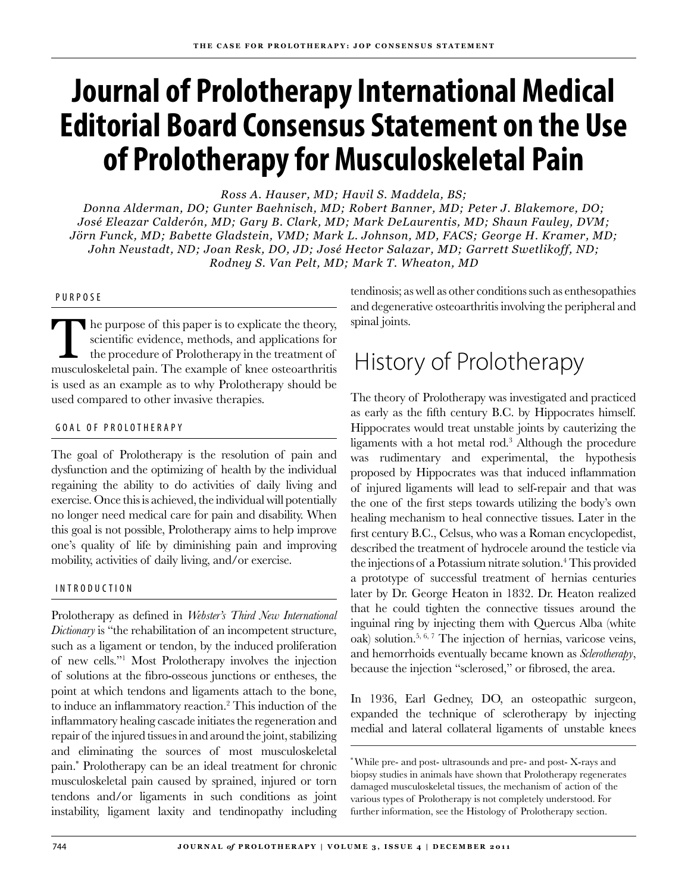# Journal of Prolotherapy International Medical Editorial Board Consensus Statement on the Use of Prolotherapy for Musculoskeletal Pain

*Ross A. Hauser, MD; Havil S. Maddela, BS;*
*Donna Alderman, DO; Gunter Baehnisch, MD; Robert Banner, MD; Peter J. Blakemore, DO; José Eleazar Calderón, MD; Gary B. Clark, MD; Mark DeLaurentis, MD; Shaun Fauley, DVM; Jörn Funck, MD; Babette Gladstein, VMD; Mark L. Johnson, MD, FACS; George H. Kramer, MD; John Neustadt, ND; Joan Resk, DO, JD; José Hector Salazar, MD; Garrett Swetlikoff, ND; Rodney S. Van Pelt, MD; Mark T. Wheaton, MD*

## PURPOSE

The purpose of this paper is to explicate the theory, scientific evidence, methods, and applications for the procedure of Prolotherapy in the treatment of musculoskeletal pain. The example of knee osteoarthritis is used as an example as to why Prolotherapy should be used compared to other invasive therapies.

## GOAL OF PROLOTHERAPY

The goal of Prolotherapy is the resolution of pain and dysfunction and the optimizing of health by the individual regaining the ability to do activities of daily living and exercise. Once this is achieved, the individual will potentially no longer need medical care for pain and disability. When this goal is not possible, Prolotherapy aims to help improve one's quality of life by diminishing pain and improving mobility, activities of daily living, and/or exercise.

## INTRODUCTION

Prolotherapy as defined in *Webster's Third New International Dictionary* is "the rehabilitation of an incompetent structure, such as a ligament or tendon, by the induced proliferation of new cells."[1] Most Prolotherapy involves the injection of solutions at the fibro-osseous junctions or entheses, the point at which tendons and ligaments attach to the bone, to induce an inflammatory reaction.[2] This induction of the inflammatory healing cascade initiates the regeneration and repair of the injured tissues in and around the joint, stabilizing and eliminating the sources of most musculoskeletal pain.[*] Prolotherapy can be an ideal treatment for chronic musculoskeletal pain caused by sprained, injured or torn tendons and/or ligaments in such conditions as joint instability, ligament laxity and tendinopathy including tendinosis; as well as other conditions such as enthesopathies and degenerative osteoarthritis involving the peripheral and spinal joints.

## History of Prolotherapy

The theory of Prolotherapy was investigated and practiced as early as the fifth century B.C. by Hippocrates himself. Hippocrates would treat unstable joints by cauterizing the ligaments with a hot metal rod.[3] Although the procedure was rudimentary and experimental, the hypothesis proposed by Hippocrates was that induced inflammation of injured ligaments will lead to self-repair and that was the one of the first steps towards utilizing the body's own healing mechanism to heal connective tissues. Later in the first century B.C., Celsus, who was a Roman encyclopedist, described the treatment of hydrocele around the testicle via the injections of a Potassium nitrate solution.[4] This provided a prototype of successful treatment of hernias centuries later by Dr. George Heaton in 1832. Dr. Heaton realized that he could tighten the connective tissues around the inguinal ring by injecting them with Quercus Alba (white oak) solution.[5, 6, 7] The injection of hernias, varicose veins, and hemorrhoids eventually became known as *Sclerotherapy*, because the injection "sclerosed," or fibrosed, the area.

In 1936, Earl Gedney, DO, an osteopathic surgeon, expanded the technique of sclerotherapy by injecting medial and lateral collateral ligaments of unstable knees

[*] While pre- and post- ultrasounds and pre- and post- X-rays and biopsy studies in animals have shown that Prolotherapy regenerates damaged musculoskeletal tissues, the mechanism of action of the various types of Prolotherapy is not completely understood. For further information, see the Histology of Prolotherapy section.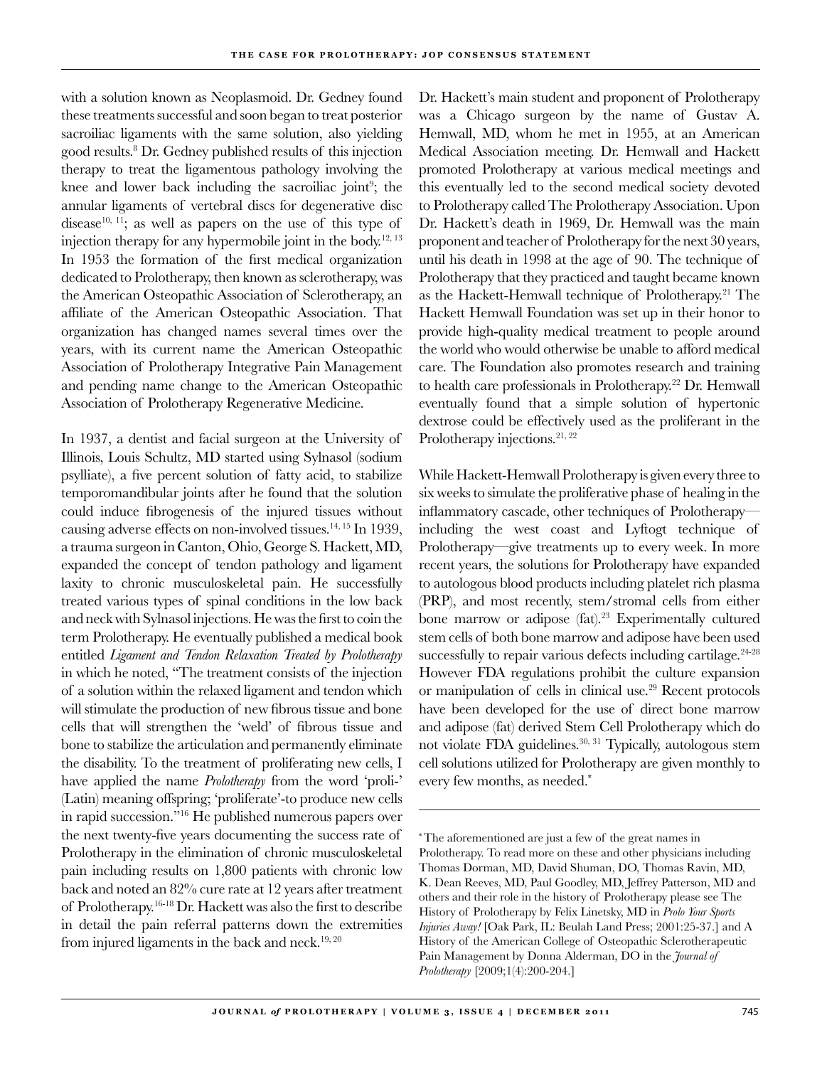with a solution known as Neoplasmoid. Dr. Gedney found these treatments successful and soon began to treat posterior sacroiliac ligaments with the same solution, also yielding good results.[8] Dr. Gedney published results of this injection therapy to treat the ligamentous pathology involving the knee and lower back including the sacroiliac joint[9]; the annular ligaments of vertebral discs for degenerative disc disease[10, 11]; as well as papers on the use of this type of injection therapy for any hypermobile joint in the body.[12, 13] In 1953 the formation of the first medical organization dedicated to Prolotherapy, then known as sclerotherapy, was the American Osteopathic Association of Sclerotherapy, an affiliate of the American Osteopathic Association. That organization has changed names several times over the years, with its current name the American Osteopathic Association of Prolotherapy Integrative Pain Management and pending name change to the American Osteopathic Association of Prolotherapy Regenerative Medicine.

In 1937, a dentist and facial surgeon at the University of Illinois, Louis Schultz, MD started using Sylnasol (sodium psylliate), a five percent solution of fatty acid, to stabilize temporomandibular joints after he found that the solution could induce fibrogenesis of the injured tissues without causing adverse effects on non-involved tissues.[14, 15] In 1939, a trauma surgeon in Canton, Ohio, George S. Hackett, MD, expanded the concept of tendon pathology and ligament laxity to chronic musculoskeletal pain. He successfully treated various types of spinal conditions in the low back and neck with Sylnasol injections. He was the first to coin the term Prolotherapy. He eventually published a medical book entitled *Ligament and Tendon Relaxation Treated by Prolotherapy* in which he noted, "The treatment consists of the injection of a solution within the relaxed ligament and tendon which will stimulate the production of new fibrous tissue and bone cells that will strengthen the 'weld' of fibrous tissue and bone to stabilize the articulation and permanently eliminate the disability. To the treatment of proliferating new cells, I have applied the name *Prolotherapy* from the word 'proli-' (Latin) meaning offspring; 'proliferate'-to produce new cells in rapid succession."[16] He published numerous papers over the next twenty-five years documenting the success rate of Prolotherapy in the elimination of chronic musculoskeletal pain including results on 1,800 patients with chronic low back and noted an 82% cure rate at 12 years after treatment of Prolotherapy.[16-18] Dr. Hackett was also the first to describe in detail the pain referral patterns down the extremities from injured ligaments in the back and neck.[19, 20]

Dr. Hackett's main student and proponent of Prolotherapy was a Chicago surgeon by the name of Gustav A. Hemwall, MD, whom he met in 1955, at an American Medical Association meeting. Dr. Hemwall and Hackett promoted Prolotherapy at various medical meetings and this eventually led to the second medical society devoted to Prolotherapy called The Prolotherapy Association. Upon Dr. Hackett's death in 1969, Dr. Hemwall was the main proponent and teacher of Prolotherapy for the next 30 years, until his death in 1998 at the age of 90. The technique of Prolotherapy that they practiced and taught became known as the Hackett-Hemwall technique of Prolotherapy.[21] The Hackett Hemwall Foundation was set up in their honor to provide high-quality medical treatment to people around the world who would otherwise be unable to afford medical care. The Foundation also promotes research and training to health care professionals in Prolotherapy.[22] Dr. Hemwall eventually found that a simple solution of hypertonic dextrose could be effectively used as the proliferant in the Prolotherapy injections.[21, 22]

While Hackett-Hemwall Prolotherapy is given every three to six weeks to simulate the proliferative phase of healing in the inflammatory cascade, other techniques of Prolotherapy—including the west coast and Lyftogt technique of Prolotherapy—give treatments up to every week. In more recent years, the solutions for Prolotherapy have expanded to autologous blood products including platelet rich plasma (PRP), and most recently, stem/stromal cells from either bone marrow or adipose (fat).[23] Experimentally cultured stem cells of both bone marrow and adipose have been used successfully to repair various defects including cartilage.[24-28] However FDA regulations prohibit the culture expansion or manipulation of cells in clinical use.[29] Recent protocols have been developed for the use of direct bone marrow and adipose (fat) derived Stem Cell Prolotherapy which do not violate FDA guidelines.[30, 31] Typically, autologous stem cell solutions utilized for Prolotherapy are given monthly to every few months, as needed.*

*The aforementioned are just a few of the great names in Prolotherapy. To read more on these and other physicians including Thomas Dorman, MD, David Shuman, DO, Thomas Ravin, MD, K. Dean Reeves, MD, Paul Goodley, MD, Jeffrey Patterson, MD and others and their role in the history of Prolotherapy please see The History of Prolotherapy by Felix Linetsky, MD in *Prolo Your Sports Injuries Away!* [Oak Park, IL: Beulah Land Press; 2001:25-37.] and A History of the American College of Osteopathic Sclerotherapeutic Pain Management by Donna Alderman, DO in the *Journal of Prolotherapy* [2009;1(4):200-204.]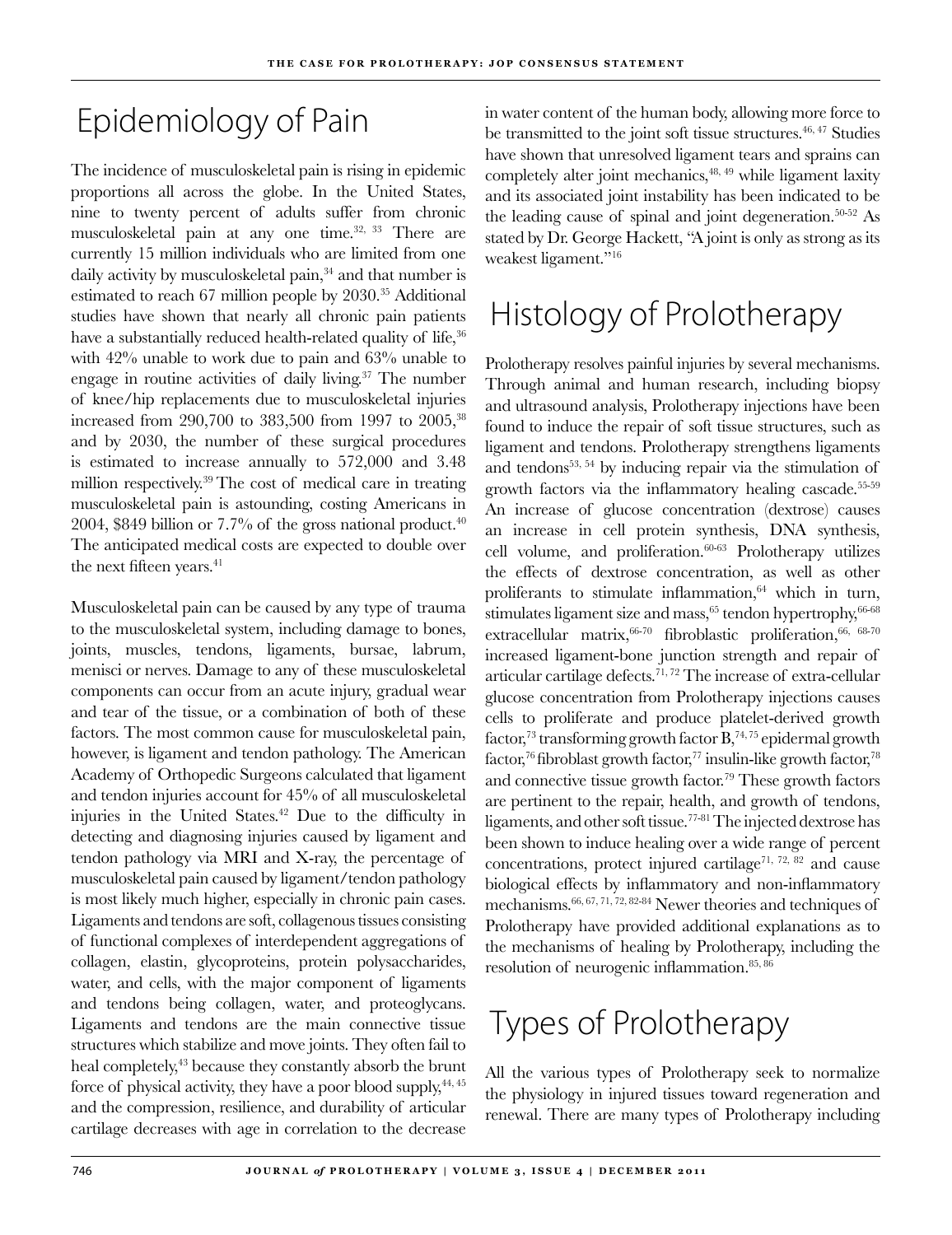# Epidemiology of Pain

The incidence of musculoskeletal pain is rising in epidemic proportions all across the globe. In the United States, nine to twenty percent of adults suffer from chronic musculoskeletal pain at any one time.[32, 33] There are currently 15 million individuals who are limited from one daily activity by musculoskeletal pain,[34] and that number is estimated to reach 67 million people by 2030.[35] Additional studies have shown that nearly all chronic pain patients have a substantially reduced health-related quality of life,[36] with 42% unable to work due to pain and 63% unable to engage in routine activities of daily living.[37] The number of knee/hip replacements due to musculoskeletal injuries increased from 290,700 to 383,500 from 1997 to 2005,[38] and by 2030, the number of these surgical procedures is estimated to increase annually to 572,000 and 3.48 million respectively.[39] The cost of medical care in treating musculoskeletal pain is astounding, costing Americans in 2004, $849 billion or 7.7% of the gross national product.[40] The anticipated medical costs are expected to double over the next fifteen years.[41]

Musculoskeletal pain can be caused by any type of trauma to the musculoskeletal system, including damage to bones, joints, muscles, tendons, ligaments, bursae, labrum, menisci or nerves. Damage to any of these musculoskeletal components can occur from an acute injury, gradual wear and tear of the tissue, or a combination of both of these factors. The most common cause for musculoskeletal pain, however, is ligament and tendon pathology. The American Academy of Orthopedic Surgeons calculated that ligament and tendon injuries account for 45% of all musculoskeletal injuries in the United States.[42] Due to the difficulty in detecting and diagnosing injuries caused by ligament and tendon pathology via MRI and X-ray, the percentage of musculoskeletal pain caused by ligament/tendon pathology is most likely much higher, especially in chronic pain cases. Ligaments and tendons are soft, collagenous tissues consisting of functional complexes of interdependent aggregations of collagen, elastin, glycoproteins, protein polysaccharides, water, and cells, with the major component of ligaments and tendons being collagen, water, and proteoglycans. Ligaments and tendons are the main connective tissue structures which stabilize and move joints. They often fail to heal completely,[43] because they constantly absorb the brunt force of physical activity, they have a poor blood supply,[44, 45] and the compression, resilience, and durability of articular cartilage decreases with age in correlation to the decrease in water content of the human body, allowing more force to be transmitted to the joint soft tissue structures.[46, 47] Studies have shown that unresolved ligament tears and sprains can completely alter joint mechanics,[48, 49] while ligament laxity and its associated joint instability has been indicated to be the leading cause of spinal and joint degeneration.[50-52] As stated by Dr. George Hackett, "A joint is only as strong as its weakest ligament."[16]

# Histology of Prolotherapy

Prolotherapy resolves painful injuries by several mechanisms. Through animal and human research, including biopsy and ultrasound analysis, Prolotherapy injections have been found to induce the repair of soft tissue structures, such as ligament and tendons. Prolotherapy strengthens ligaments and tendons[53, 54] by inducing repair via the stimulation of growth factors via the inflammatory healing cascade.[55-59] An increase of glucose concentration (dextrose) causes an increase in cell protein synthesis, DNA synthesis, cell volume, and proliferation.[60-63] Prolotherapy utilizes the effects of dextrose concentration, as well as other proliferants to stimulate inflammation,[64] which in turn, stimulates ligament size and mass,[65] tendon hypertrophy,[66-68] extracellular matrix,[66-70] fibroblastic proliferation,[66, 68-70] increased ligament-bone junction strength and repair of articular cartilage defects.[71, 72] The increase of extra-cellular glucose concentration from Prolotherapy injections causes cells to proliferate and produce platelet-derived growth factor,[73] transforming growth factor B,[74, 75] epidermal growth factor,[76] fibroblast growth factor,[77] insulin-like growth factor,[78] and connective tissue growth factor.[79] These growth factors are pertinent to the repair, health, and growth of tendons, ligaments, and other soft tissue.[77-81] The injected dextrose has been shown to induce healing over a wide range of percent concentrations, protect injured cartilage[71, 72, 82] and cause biological effects by inflammatory and non-inflammatory mechanisms.[66, 67, 71, 72, 82-84] Newer theories and techniques of Prolotherapy have provided additional explanations as to the mechanisms of healing by Prolotherapy, including the resolution of neurogenic inflammation.[85, 86]

# Types of Prolotherapy

All the various types of Prolotherapy seek to normalize the physiology in injured tissues toward regeneration and renewal. There are many types of Prolotherapy including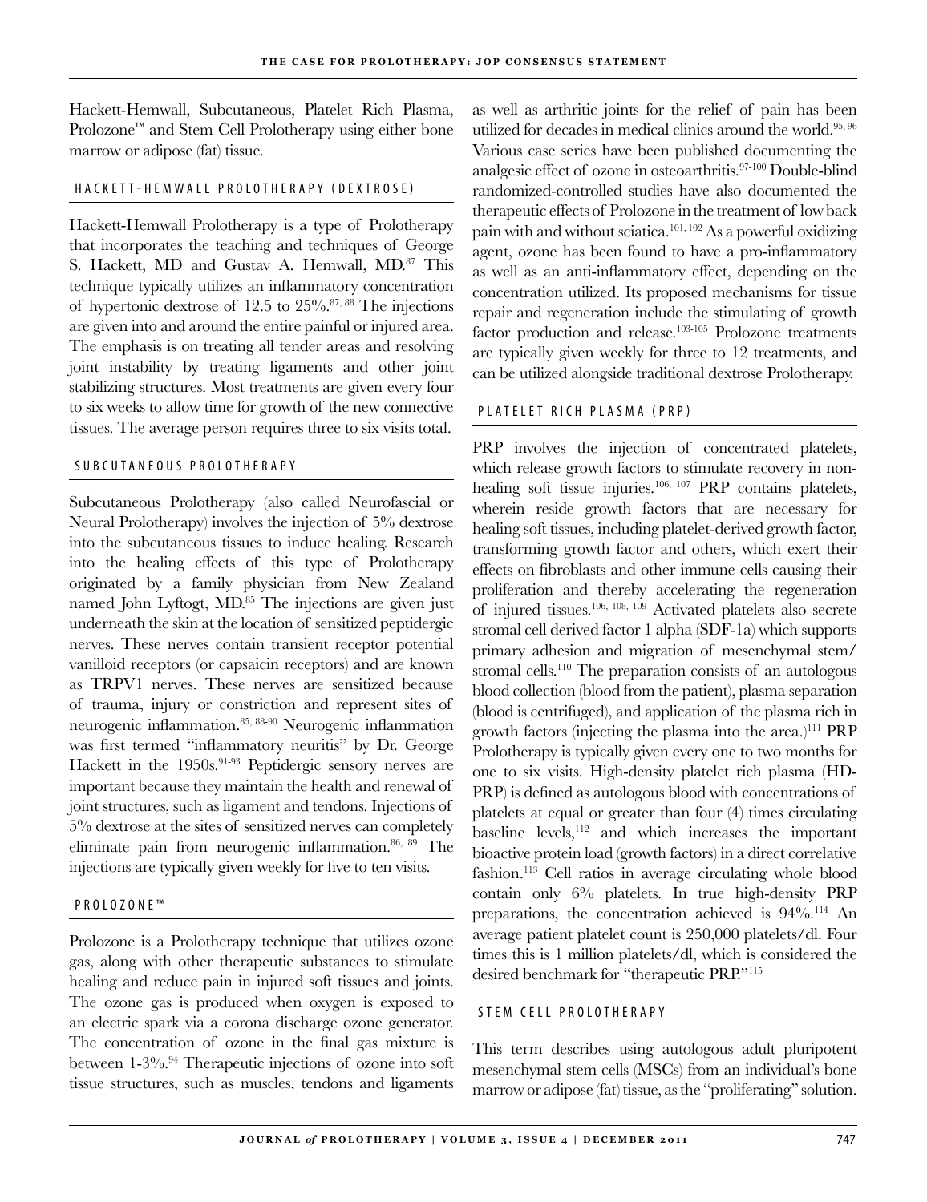Hackett-Hemwall, Subcutaneous, Platelet Rich Plasma, Prolozone™ and Stem Cell Prolotherapy using either bone marrow or adipose (fat) tissue.

## HACKETT-HEMWALL PROLOTHERAPY (DEXTROSE)

Hackett-Hemwall Prolotherapy is a type of Prolotherapy that incorporates the teaching and techniques of George S. Hackett, MD and Gustav A. Hemwall, MD.[87] This technique typically utilizes an inflammatory concentration of hypertonic dextrose of 12.5 to 25%.[87, 88] The injections are given into and around the entire painful or injured area. The emphasis is on treating all tender areas and resolving joint instability by treating ligaments and other joint stabilizing structures. Most treatments are given every four to six weeks to allow time for growth of the new connective tissues. The average person requires three to six visits total.

## SUBCUTANEOUS PROLOTHERAPY

Subcutaneous Prolotherapy (also called Neurofascial or Neural Prolotherapy) involves the injection of 5% dextrose into the subcutaneous tissues to induce healing. Research into the healing effects of this type of Prolotherapy originated by a family physician from New Zealand named John Lyftogt, MD.[85] The injections are given just underneath the skin at the location of sensitized peptidergic nerves. These nerves contain transient receptor potential vanilloid receptors (or capsaicin receptors) and are known as TRPV1 nerves. These nerves are sensitized because of trauma, injury or constriction and represent sites of neurogenic inflammation.[85, 88-90] Neurogenic inflammation was first termed "inflammatory neuritis" by Dr. George Hackett in the 1950s.[91-93] Peptidergic sensory nerves are important because they maintain the health and renewal of joint structures, such as ligament and tendons. Injections of 5% dextrose at the sites of sensitized nerves can completely eliminate pain from neurogenic inflammation.[86, 89] The injections are typically given weekly for five to ten visits.

## PROLOZONE™

Prolozone is a Prolotherapy technique that utilizes ozone gas, along with other therapeutic substances to stimulate healing and reduce pain in injured soft tissues and joints. The ozone gas is produced when oxygen is exposed to an electric spark via a corona discharge ozone generator. The concentration of ozone in the final gas mixture is between 1-3%.[94] Therapeutic injections of ozone into soft tissue structures, such as muscles, tendons and ligaments as well as arthritic joints for the relief of pain has been utilized for decades in medical clinics around the world.[95, 96] Various case series have been published documenting the analgesic effect of ozone in osteoarthritis.[97-100] Double-blind randomized-controlled studies have also documented the therapeutic effects of Prolozone in the treatment of low back pain with and without sciatica.[101, 102] As a powerful oxidizing agent, ozone has been found to have a pro-inflammatory as well as an anti-inflammatory effect, depending on the concentration utilized. Its proposed mechanisms for tissue repair and regeneration include the stimulating of growth factor production and release.[103-105] Prolozone treatments are typically given weekly for three to 12 treatments, and can be utilized alongside traditional dextrose Prolotherapy.

## PLATELET RICH PLASMA (PRP)

PRP involves the injection of concentrated platelets, which release growth factors to stimulate recovery in non-healing soft tissue injuries.[106, 107] PRP contains platelets, wherein reside growth factors that are necessary for healing soft tissues, including platelet-derived growth factor, transforming growth factor and others, which exert their effects on fibroblasts and other immune cells causing their proliferation and thereby accelerating the regeneration of injured tissues.[106, 108, 109] Activated platelets also secrete stromal cell derived factor 1 alpha (SDF-1a) which supports primary adhesion and migration of mesenchymal stem/stromal cells.[110] The preparation consists of an autologous blood collection (blood from the patient), plasma separation (blood is centrifuged), and application of the plasma rich in growth factors (injecting the plasma into the area.)[111] PRP Prolotherapy is typically given every one to two months for one to six visits. High-density platelet rich plasma (HD-PRP) is defined as autologous blood with concentrations of platelets at equal or greater than four (4) times circulating baseline levels,[112] and which increases the important bioactive protein load (growth factors) in a direct correlative fashion.[113] Cell ratios in average circulating whole blood contain only 6% platelets. In true high-density PRP preparations, the concentration achieved is 94%.[114] An average patient platelet count is 250,000 platelets/dl. Four times this is 1 million platelets/dl, which is considered the desired benchmark for "therapeutic PRP."[115]

## STEM CELL PROLOTHERAPY

This term describes using autologous adult pluripotent mesenchymal stem cells (MSCs) from an individual's bone marrow or adipose (fat) tissue, as the "proliferating" solution.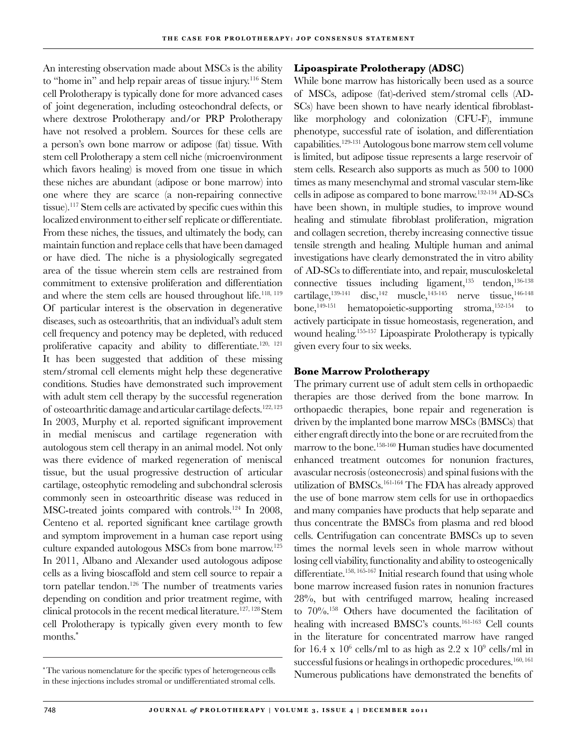An interesting observation made about MSCs is the ability to "home in" and help repair areas of tissue injury.[116] Stem cell Prolotherapy is typically done for more advanced cases of joint degeneration, including osteochondral defects, or where dextrose Prolotherapy and/or PRP Prolotherapy have not resolved a problem. Sources for these cells are a person's own bone marrow or adipose (fat) tissue. With stem cell Prolotherapy a stem cell niche (microenvironment which favors healing) is moved from one tissue in which these niches are abundant (adipose or bone marrow) into one where they are scarce (a non-repairing connective tissue).[117] Stem cells are activated by specific cues within this localized environment to either self replicate or differentiate. From these niches, the tissues, and ultimately the body, can maintain function and replace cells that have been damaged or have died. The niche is a physiologically segregated area of the tissue wherein stem cells are restrained from commitment to extensive proliferation and differentiation and where the stem cells are housed throughout life.[118, 119] Of particular interest is the observation in degenerative diseases, such as osteoarthritis, that an individual's adult stem cell frequency and potency may be depleted, with reduced proliferative capacity and ability to differentiate.[120, 121] It has been suggested that addition of these missing stem/stromal cell elements might help these degenerative conditions. Studies have demonstrated such improvement with adult stem cell therapy by the successful regeneration of osteoarthritic damage and articular cartilage defects.[122, 123] In 2003, Murphy et al. reported significant improvement in medial meniscus and cartilage regeneration with autologous stem cell therapy in an animal model. Not only was there evidence of marked regeneration of meniscal tissue, but the usual progressive destruction of articular cartilage, osteophytic remodeling and subchondral sclerosis commonly seen in osteoarthritic disease was reduced in MSC-treated joints compared with controls.[124] In 2008, Centeno et al. reported significant knee cartilage growth and symptom improvement in a human case report using culture expanded autologous MSCs from bone marrow.[125] In 2011, Albano and Alexander used autologous adipose cells as a living bioscaffold and stem cell source to repair a torn patellar tendon.[126] The number of treatments varies depending on condition and prior treatment regime, with clinical protocols in the recent medical literature.[127, 128] Stem cell Prolotherapy is typically given every month to few months.*

*The various nomenclature for the specific types of heterogeneous cells in these injections includes stromal or undifferentiated stromal cells.

## Lipoaspirate Prolotherapy (ADSC)

While bone marrow has historically been used as a source of MSCs, adipose (fat)-derived stem/stromal cells (AD-SCs) have been shown to have nearly identical fibroblast-like morphology and colonization (CFU-F), immune phenotype, successful rate of isolation, and differentiation capabilities.[129-131] Autologous bone marrow stem cell volume is limited, but adipose tissue represents a large reservoir of stem cells. Research also supports as much as 500 to 1000 times as many mesenchymal and stromal vascular stem-like cells in adipose as compared to bone marrow.[132-134] AD-SCs have been shown, in multiple studies, to improve wound healing and stimulate fibroblast proliferation, migration and collagen secretion, thereby increasing connective tissue tensile strength and healing. Multiple human and animal investigations have clearly demonstrated the in vitro ability of AD-SCs to differentiate into, and repair, musculoskeletal connective tissues including ligament,[135] tendon,[136-138] cartilage,[139-141] disc,[142] muscle,[143-145] nerve tissue,[146-148] bone,[149-151] hematopoietic-supporting stroma,[152-154] to actively participate in tissue homeostasis, regeneration, and wound healing.[155-157] Lipoaspirate Prolotherapy is typically given every four to six weeks.

## Bone Marrow Prolotherapy

The primary current use of adult stem cells in orthopaedic therapies are those derived from the bone marrow. In orthopaedic therapies, bone repair and regeneration is driven by the implanted bone marrow MSCs (BMSCs) that either engraft directly into the bone or are recruited from the marrow to the bone.[158-160] Human studies have documented enhanced treatment outcomes for nonunion fractures, avascular necrosis (osteonecrosis) and spinal fusions with the utilization of BMSCs.[161-164] The FDA has already approved the use of bone marrow stem cells for use in orthopaedics and many companies have products that help separate and thus concentrate the BMSCs from plasma and red blood cells. Centrifugation can concentrate BMSCs up to seven times the normal levels seen in whole marrow without losing cell viability, functionality and ability to osteogenically differentiate.[158, 165-167] Initial research found that using whole bone marrow increased fusion rates in nonunion fractures 28%, but with centrifuged marrow, healing increased to 70%.[158] Others have documented the facilitation of healing with increased BMSC's counts.[161-163] Cell counts in the literature for concentrated marrow have ranged for $16.4 \times 10^6$ cells/ml to as high as $2.2 \times 10^9$ cells/ml in successful fusions or healings in orthopedic procedures.[160, 161] Numerous publications have demonstrated the benefits of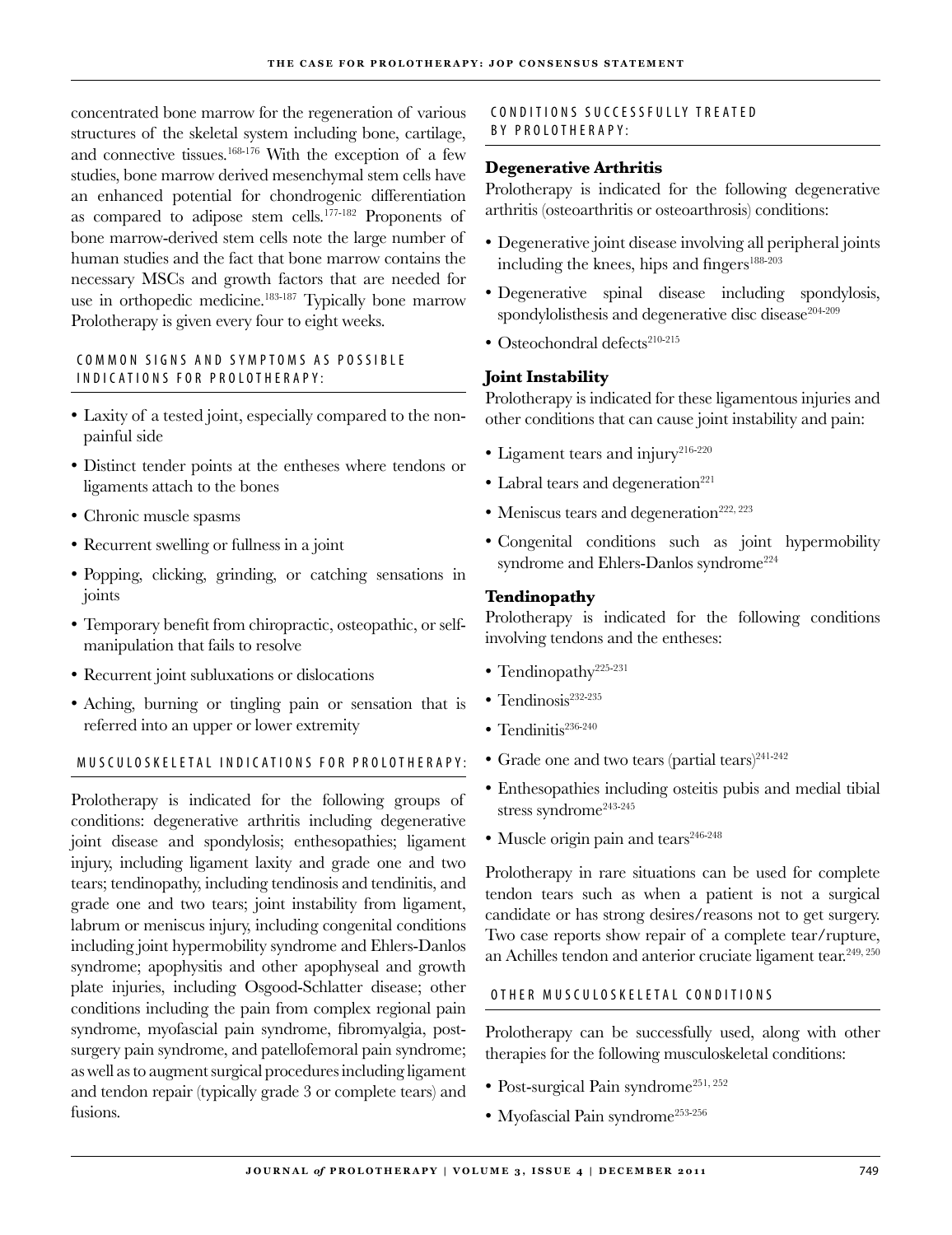concentrated bone marrow for the regeneration of various structures of the skeletal system including bone, cartilage, and connective tissues.[168-176] With the exception of a few studies, bone marrow derived mesenchymal stem cells have an enhanced potential for chondrogenic differentiation as compared to adipose stem cells.[177-182] Proponents of bone marrow-derived stem cells note the large number of human studies and the fact that bone marrow contains the necessary MSCs and growth factors that are needed for use in orthopedic medicine.[183-187] Typically bone marrow Prolotherapy is given every four to eight weeks.

### COMMON SIGNS AND SYMPTOMS AS POSSIBLE INDICATIONS FOR PROLOTHERAPY:

- Laxity of a tested joint, especially compared to the non-painful side
- Distinct tender points at the entheses where tendons or ligaments attach to the bones
- Chronic muscle spasms
- Recurrent swelling or fullness in a joint
- Popping, clicking, grinding, or catching sensations in joints
- Temporary benefit from chiropractic, osteopathic, or self-manipulation that fails to resolve
- Recurrent joint subluxations or dislocations
- Aching, burning or tingling pain or sensation that is referred into an upper or lower extremity

### MUSCULOSKELETAL INDICATIONS FOR PROLOTHERAPY:

Prolotherapy is indicated for the following groups of conditions: degenerative arthritis including degenerative joint disease and spondylosis; enthesopathies; ligament injury, including ligament laxity and grade one and two tears; tendinopathy, including tendinosis and tendinitis, and grade one and two tears; joint instability from ligament, labrum or meniscus injury, including congenital conditions including joint hypermobility syndrome and Ehlers-Danlos syndrome; apophysitis and other apophyseal and growth plate injuries, including Osgood-Schlatter disease; other conditions including the pain from complex regional pain syndrome, myofascial pain syndrome, fibromyalgia, post-surgery pain syndrome, and patellofemoral pain syndrome; as well as to augment surgical procedures including ligament and tendon repair (typically grade 3 or complete tears) and fusions.

### CONDITIONS SUCCESSFULLY TREATED BY PROLOTHERAPY:

#### Degenerative Arthritis

Prolotherapy is indicated for the following degenerative arthritis (osteoarthritis or osteoarthrosis) conditions:

- Degenerative joint disease involving all peripheral joints including the knees, hips and fingers[188-203]
- Degenerative spinal disease including spondylosis, spondylolisthesis and degenerative disc disease[204-209]
- Osteochondral defects[210-215]

#### Joint Instability

Prolotherapy is indicated for these ligamentous injuries and other conditions that can cause joint instability and pain:

- Ligament tears and injury[216-220]
- Labral tears and degeneration[221]
- Meniscus tears and degeneration[222, 223]
- Congenital conditions such as joint hypermobility syndrome and Ehlers-Danlos syndrome[224]

#### Tendinopathy

Prolotherapy is indicated for the following conditions involving tendons and the entheses:

- Tendinopathy[225-231]
- Tendinosis[232-235]
- Tendinitis[236-240]
- Grade one and two tears (partial tears)[241-242]
- Enthesopathies including osteitis pubis and medial tibial stress syndrome[243-245]
- Muscle origin pain and tears[246-248]

Prolotherapy in rare situations can be used for complete tendon tears such as when a patient is not a surgical candidate or has strong desires/reasons not to get surgery. Two case reports show repair of a complete tear/rupture, an Achilles tendon and anterior cruciate ligament tear.[249, 250]

### OTHER MUSCULOSKELETAL CONDITIONS

Prolotherapy can be successfully used, along with other therapies for the following musculoskeletal conditions:

- Post-surgical Pain syndrome[251, 252]
- Myofascial Pain syndrome[253-256]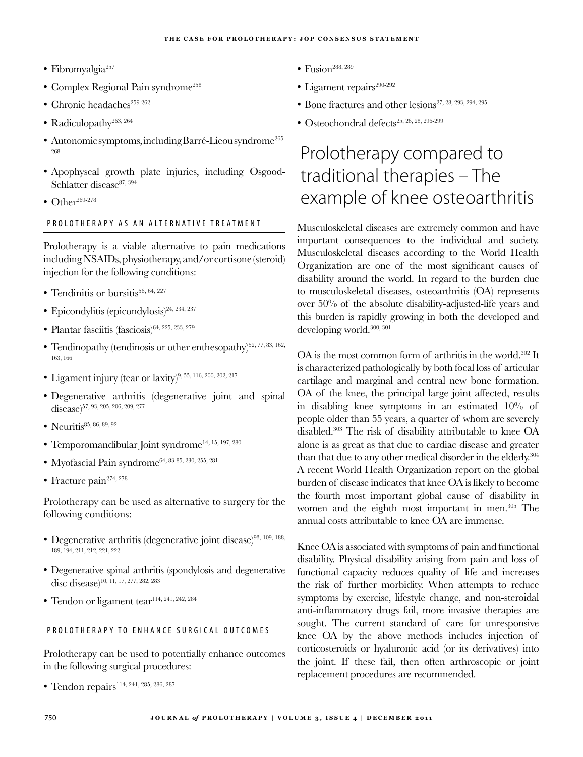- Fibromyalgia[257]
- Complex Regional Pain syndrome[258]
- Chronic headaches[259-262]
- Radiculopathy[263, 264]
- Autonomic symptoms, including Barré-Lieou syndrome[265-268]
- Apophyseal growth plate injuries, including Osgood-Schlatter disease[87, 394]
- Other[269-278]

### PROLOTHERAPY AS AN ALTERNATIVE TREATMENT

Prolotherapy is a viable alternative to pain medications including NSAIDs, physiotherapy, and/or cortisone (steroid) injection for the following conditions:

- Tendinitis or bursitis[56, 64, 227]
- Epicondylitis (epicondylosis)[24, 234, 237]
- Plantar fasciitis (fasciosis)[64, 225, 233, 279]
- Tendinopathy (tendinosis or other enthesopathy)[52, 77, 83, 162, 163, 166]
- Ligament injury (tear or laxity)[9, 55, 116, 200, 202, 217]
- Degenerative arthritis (degenerative joint and spinal disease)[57, 93, 205, 206, 209, 277]
- Neuritis[85, 86, 89, 92]
- Temporomandibular Joint syndrome[14, 15, 197, 280]
- Myofascial Pain syndrome[64, 83-85, 230, 255, 281]
- Fracture pain[274, 278]

Prolotherapy can be used as alternative to surgery for the following conditions:

- Degenerative arthritis (degenerative joint disease)[93, 109, 188, 189, 194, 211, 212, 221, 222]
- Degenerative spinal arthritis (spondylosis and degenerative disc disease)[10, 11, 17, 277, 282, 283]
- Tendon or ligament tear[114, 241, 242, 284]

### PROLOTHERAPY TO ENHANCE SURGICAL OUTCOMES

Prolotherapy can be used to potentially enhance outcomes in the following surgical procedures:

- Tendon repairs[114, 241, 285, 286, 287]
- Fusion[288, 289]
- Ligament repairs[290-292]
- Bone fractures and other lesions[27, 28, 293, 294, 295]
- Osteochondral defects[25, 26, 28, 296-299]

## Prolotherapy compared to traditional therapies – The example of knee osteoarthritis

Musculoskeletal diseases are extremely common and have important consequences to the individual and society. Musculoskeletal diseases according to the World Health Organization are one of the most significant causes of disability around the world. In regard to the burden due to musculoskeletal diseases, osteoarthritis (OA) represents over 50% of the absolute disability-adjusted-life years and this burden is rapidly growing in both the developed and developing world.[300, 301]

OA is the most common form of arthritis in the world.[302] It is characterized pathologically by both focal loss of articular cartilage and marginal and central new bone formation. OA of the knee, the principal large joint affected, results in disabling knee symptoms in an estimated 10% of people older than 55 years, a quarter of whom are severely disabled.[303] The risk of disability attributable to knee OA alone is as great as that due to cardiac disease and greater than that due to any other medical disorder in the elderly.[304] A recent World Health Organization report on the global burden of disease indicates that knee OA is likely to become the fourth most important global cause of disability in women and the eighth most important in men.[305] The annual costs attributable to knee OA are immense.

Knee OA is associated with symptoms of pain and functional disability. Physical disability arising from pain and loss of functional capacity reduces quality of life and increases the risk of further morbidity. When attempts to reduce symptoms by exercise, lifestyle change, and non-steroidal anti-inflammatory drugs fail, more invasive therapies are sought. The current standard of care for unresponsive knee OA by the above methods includes injection of corticosteroids or hyaluronic acid (or its derivatives) into the joint. If these fail, then often arthroscopic or joint replacement procedures are recommended.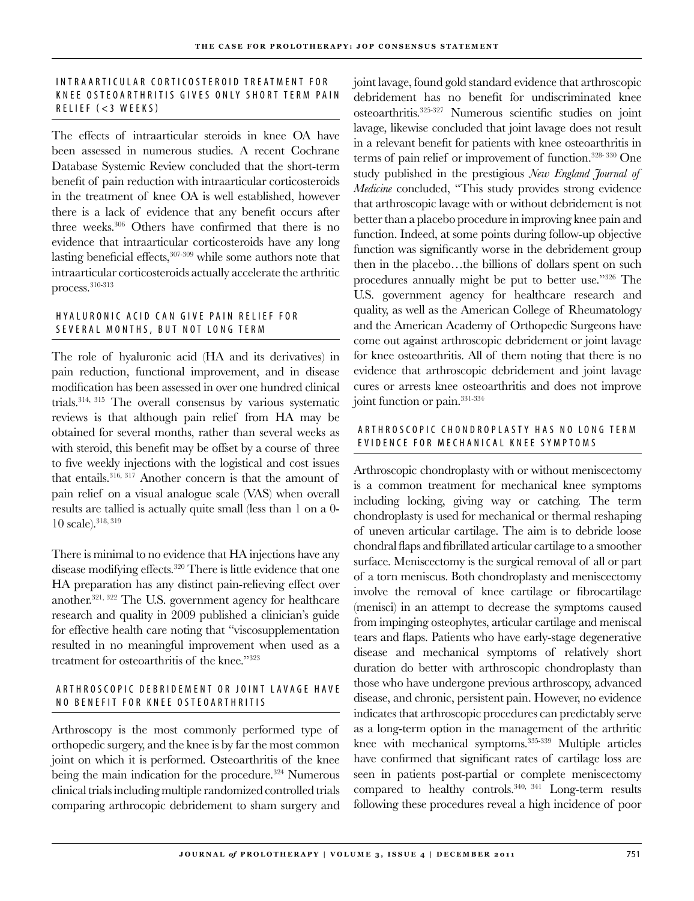### INTRAARTICULAR CORTICOSTEROID TREATMENT FOR KNEE OSTEOARTHRITIS GIVES ONLY SHORT TERM PAIN RELIEF (<3 WEEKS)

The effects of intraarticular steroids in knee OA have been assessed in numerous studies. A recent Cochrane Database Systemic Review concluded that the short-term benefit of pain reduction with intraarticular corticosteroids in the treatment of knee OA is well established, however there is a lack of evidence that any benefit occurs after three weeks.[306] Others have confirmed that there is no evidence that intraarticular corticosteroids have any long lasting beneficial effects,[307-309] while some authors note that intraarticular corticosteroids actually accelerate the arthritic process.[310-313]

### HYALURONIC ACID CAN GIVE PAIN RELIEF FOR SEVERAL MONTHS, BUT NOT LONG TERM

The role of hyaluronic acid (HA and its derivatives) in pain reduction, functional improvement, and in disease modification has been assessed in over one hundred clinical trials.[314, 315] The overall consensus by various systematic reviews is that although pain relief from HA may be obtained for several months, rather than several weeks as with steroid, this benefit may be offset by a course of three to five weekly injections with the logistical and cost issues that entails.[316, 317] Another concern is that the amount of pain relief on a visual analogue scale (VAS) when overall results are tallied is actually quite small (less than 1 on a 0-10 scale).[318, 319]

There is minimal to no evidence that HA injections have any disease modifying effects.[320] There is little evidence that one HA preparation has any distinct pain-relieving effect over another.[321, 322] The U.S. government agency for healthcare research and quality in 2009 published a clinician's guide for effective health care noting that "viscosupplementation resulted in no meaningful improvement when used as a treatment for osteoarthritis of the knee."[323]

### ARTHROSCOPIC DEBRIDEMENT OR JOINT LAVAGE HAVE NO BENEFIT FOR KNEE OSTEOARTHRITIS

Arthroscopy is the most commonly performed type of orthopedic surgery, and the knee is by far the most common joint on which it is performed. Osteoarthritis of the knee being the main indication for the procedure.[324] Numerous clinical trials including multiple randomized controlled trials comparing arthrocopic debridement to sham surgery and joint lavage, found gold standard evidence that arthroscopic debridement has no benefit for undiscriminated knee osteoarthritis.[325-327] Numerous scientific studies on joint lavage, likewise concluded that joint lavage does not result in a relevant benefit for patients with knee osteoarthritis in terms of pain relief or improvement of function.[328-330] One study published in the prestigious *New England Journal of Medicine* concluded, "This study provides strong evidence that arthroscopic lavage with or without debridement is not better than a placebo procedure in improving knee pain and function. Indeed, at some points during follow-up objective function was significantly worse in the debridement group then in the placebo…the billions of dollars spent on such procedures annually might be put to better use."[326] The U.S. government agency for healthcare research and quality, as well as the American College of Rheumatology and the American Academy of Orthopedic Surgeons have come out against arthroscopic debridement or joint lavage for knee osteoarthritis. All of them noting that there is no evidence that arthroscopic debridement and joint lavage cures or arrests knee osteoarthritis and does not improve joint function or pain.[331-334]

### ARTHROSCOPIC CHONDROPLASTY HAS NO LONG TERM EVIDENCE FOR MECHANICAL KNEE SYMPTOMS

Arthroscopic chondroplasty with or without meniscectomy is a common treatment for mechanical knee symptoms including locking, giving way or catching. The term chondroplasty is used for mechanical or thermal reshaping of uneven articular cartilage. The aim is to debride loose chondral flaps and fibrillated articular cartilage to a smoother surface. Meniscectomy is the surgical removal of all or part of a torn meniscus. Both chondroplasty and meniscectomy involve the removal of knee cartilage or fibrocartilage (menisci) in an attempt to decrease the symptoms caused from impinging osteophytes, articular cartilage and meniscal tears and flaps. Patients who have early-stage degenerative disease and mechanical symptoms of relatively short duration do better with arthroscopic chondroplasty than those who have undergone previous arthroscopy, advanced disease, and chronic, persistent pain. However, no evidence indicates that arthroscopic procedures can predictably serve as a long-term option in the management of the arthritic knee with mechanical symptoms.[335-339] Multiple articles have confirmed that significant rates of cartilage loss are seen in patients post-partial or complete meniscectomy compared to healthy controls.[340, 341] Long-term results following these procedures reveal a high incidence of poor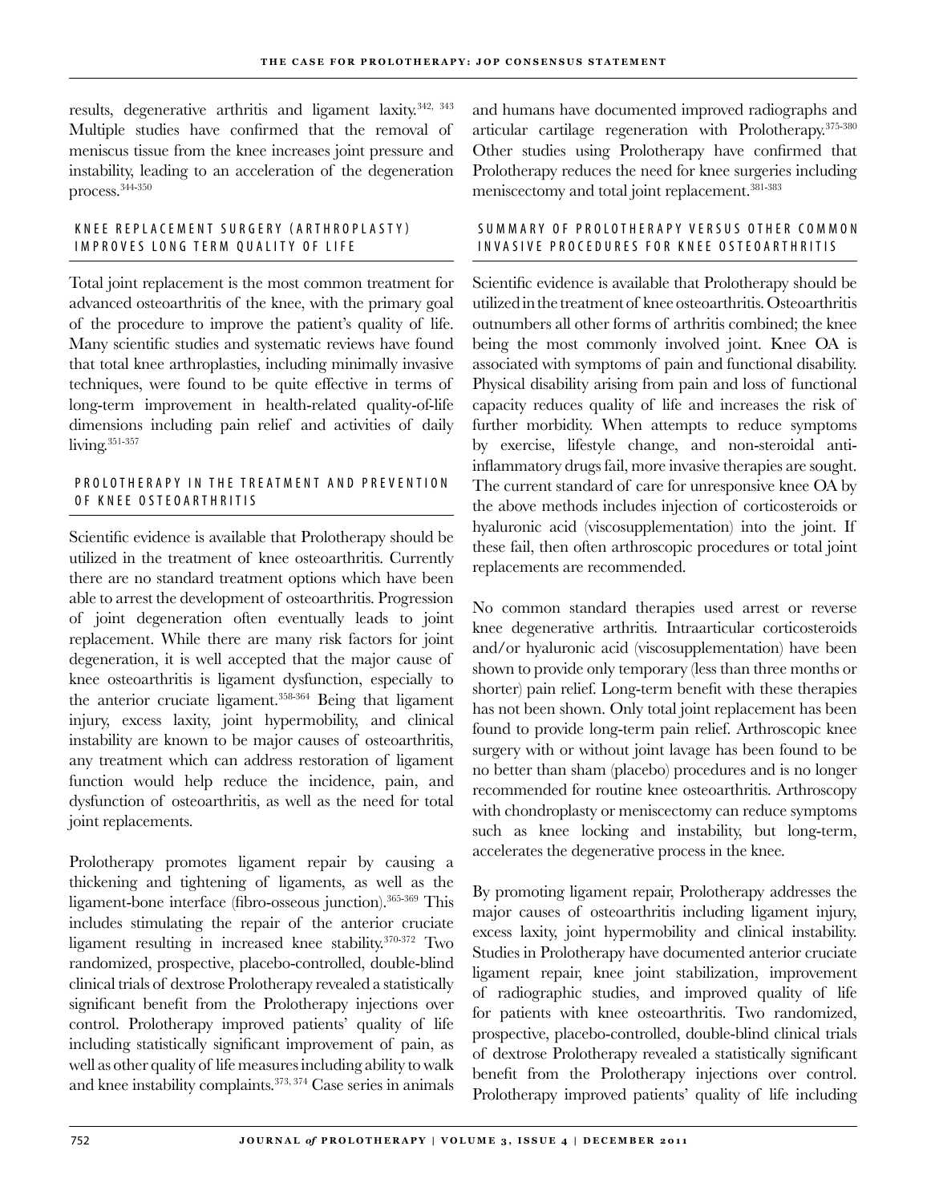results, degenerative arthritis and ligament laxity.[342, 343] Multiple studies have confirmed that the removal of meniscus tissue from the knee increases joint pressure and instability, leading to an acceleration of the degeneration process.[344-350]

## KNEE REPLACEMENT SURGERY (ARTHROPLASTY) IMPROVES LONG TERM QUALITY OF LIFE

Total joint replacement is the most common treatment for advanced osteoarthritis of the knee, with the primary goal of the procedure to improve the patient's quality of life. Many scientific studies and systematic reviews have found that total knee arthroplasties, including minimally invasive techniques, were found to be quite effective in terms of long-term improvement in health-related quality-of-life dimensions including pain relief and activities of daily living.[351-357]

## PROLOTHERAPY IN THE TREATMENT AND PREVENTION OF KNEE OSTEOARTHRITIS

Scientific evidence is available that Prolotherapy should be utilized in the treatment of knee osteoarthritis. Currently there are no standard treatment options which have been able to arrest the development of osteoarthritis. Progression of joint degeneration often eventually leads to joint replacement. While there are many risk factors for joint degeneration, it is well accepted that the major cause of knee osteoarthritis is ligament dysfunction, especially to the anterior cruciate ligament.[358-364] Being that ligament injury, excess laxity, joint hypermobility, and clinical instability are known to be major causes of osteoarthritis, any treatment which can address restoration of ligament function would help reduce the incidence, pain, and dysfunction of osteoarthritis, as well as the need for total joint replacements.

Prolotherapy promotes ligament repair by causing a thickening and tightening of ligaments, as well as the ligament-bone interface (fibro-osseous junction).[365-369] This includes stimulating the repair of the anterior cruciate ligament resulting in increased knee stability.[370-372] Two randomized, prospective, placebo-controlled, double-blind clinical trials of dextrose Prolotherapy revealed a statistically significant benefit from the Prolotherapy injections over control. Prolotherapy improved patients' quality of life including statistically significant improvement of pain, as well as other quality of life measures including ability to walk and knee instability complaints.[373, 374] Case series in animals and humans have documented improved radiographs and articular cartilage regeneration with Prolotherapy.[375-380] Other studies using Prolotherapy have confirmed that Prolotherapy reduces the need for knee surgeries including meniscectomy and total joint replacement.[381-383]

## SUMMARY OF PROLOTHERAPY VERSUS OTHER COMMON INVASIVE PROCEDURES FOR KNEE OSTEOARTHRITIS

Scientific evidence is available that Prolotherapy should be utilized in the treatment of knee osteoarthritis. Osteoarthritis outnumbers all other forms of arthritis combined; the knee being the most commonly involved joint. Knee OA is associated with symptoms of pain and functional disability. Physical disability arising from pain and loss of functional capacity reduces quality of life and increases the risk of further morbidity. When attempts to reduce symptoms by exercise, lifestyle change, and non-steroidal anti-inflammatory drugs fail, more invasive therapies are sought. The current standard of care for unresponsive knee OA by the above methods includes injection of corticosteroids or hyaluronic acid (viscosupplementation) into the joint. If these fail, then often arthroscopic procedures or total joint replacements are recommended.

No common standard therapies used arrest or reverse knee degenerative arthritis. Intraarticular corticosteroids and/or hyaluronic acid (viscosupplementation) have been shown to provide only temporary (less than three months or shorter) pain relief. Long-term benefit with these therapies has not been shown. Only total joint replacement has been found to provide long-term pain relief. Arthroscopic knee surgery with or without joint lavage has been found to be no better than sham (placebo) procedures and is no longer recommended for routine knee osteoarthritis. Arthroscopy with chondroplasty or meniscectomy can reduce symptoms such as knee locking and instability, but long-term, accelerates the degenerative process in the knee.

By promoting ligament repair, Prolotherapy addresses the major causes of osteoarthritis including ligament injury, excess laxity, joint hypermobility and clinical instability. Studies in Prolotherapy have documented anterior cruciate ligament repair, knee joint stabilization, improvement of radiographic studies, and improved quality of life for patients with knee osteoarthritis. Two randomized, prospective, placebo-controlled, double-blind clinical trials of dextrose Prolotherapy revealed a statistically significant benefit from the Prolotherapy injections over control. Prolotherapy improved patients' quality of life including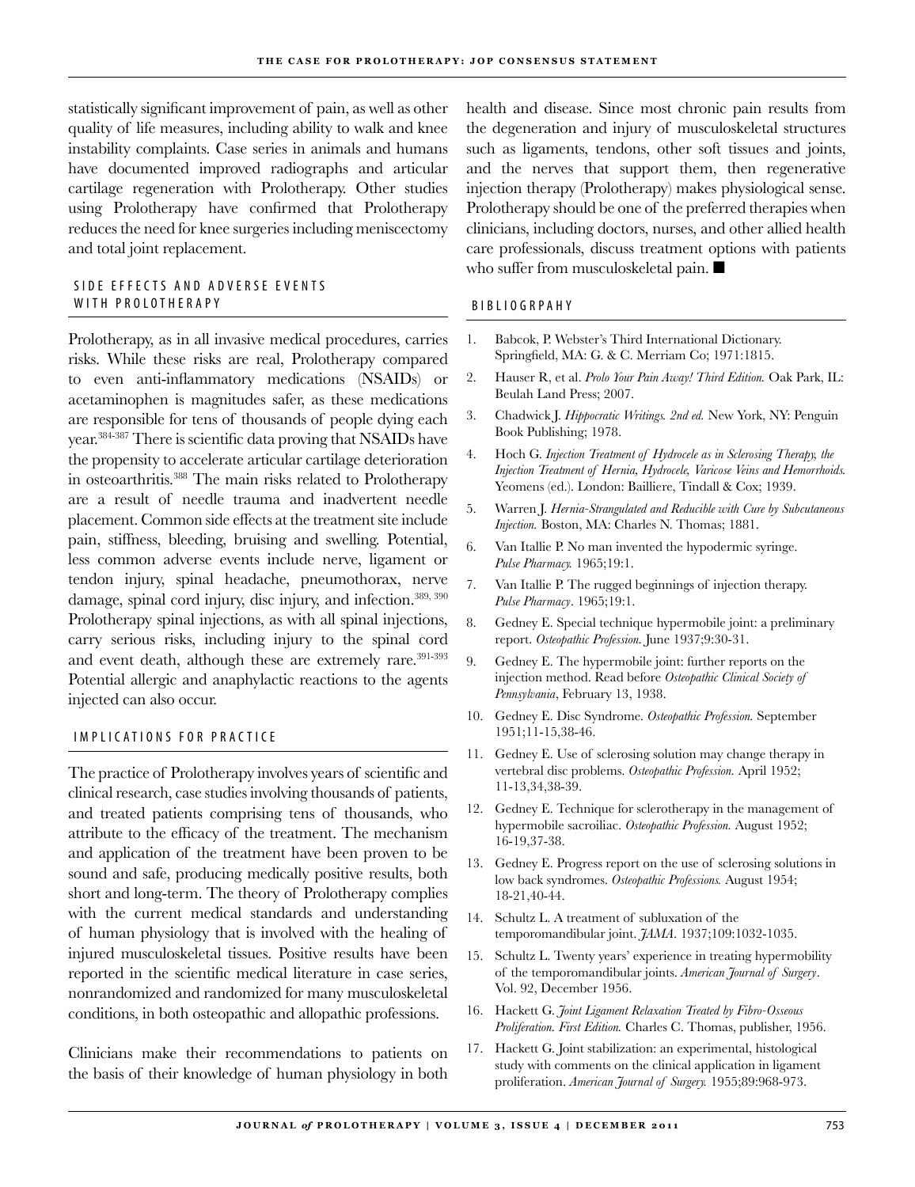statistically significant improvement of pain, as well as other quality of life measures, including ability to walk and knee instability complaints. Case series in animals and humans have documented improved radiographs and articular cartilage regeneration with Prolotherapy. Other studies using Prolotherapy have confirmed that Prolotherapy reduces the need for knee surgeries including meniscectomy and total joint replacement.

## SIDE EFFECTS AND ADVERSE EVENTS WITH PROLOTHERAPY

Prolotherapy, as in all invasive medical procedures, carries risks. While these risks are real, Prolotherapy compared to even anti-inflammatory medications (NSAIDs) or acetaminophen is magnitudes safer, as these medications are responsible for tens of thousands of people dying each year.[384-387] There is scientific data proving that NSAIDs have the propensity to accelerate articular cartilage deterioration in osteoarthritis.[388] The main risks related to Prolotherapy are a result of needle trauma and inadvertent needle placement. Common side effects at the treatment site include pain, stiffness, bleeding, bruising and swelling. Potential, less common adverse events include nerve, ligament or tendon injury, spinal headache, pneumothorax, nerve damage, spinal cord injury, disc injury, and infection.[389, 390] Prolotherapy spinal injections, as with all spinal injections, carry serious risks, including injury to the spinal cord and event death, although these are extremely rare.[391-393] Potential allergic and anaphylactic reactions to the agents injected can also occur.

## IMPLICATIONS FOR PRACTICE

The practice of Prolotherapy involves years of scientific and clinical research, case studies involving thousands of patients, and treated patients comprising tens of thousands, who attribute to the efficacy of the treatment. The mechanism and application of the treatment have been proven to be sound and safe, producing medically positive results, both short and long-term. The theory of Prolotherapy complies with the current medical standards and understanding of human physiology that is involved with the healing of injured musculoskeletal tissues. Positive results have been reported in the scientific medical literature in case series, nonrandomized and randomized for many musculoskeletal conditions, in both osteopathic and allopathic professions.

Clinicians make their recommendations to patients on the basis of their knowledge of human physiology in both health and disease. Since most chronic pain results from the degeneration and injury of musculoskeletal structures such as ligaments, tendons, other soft tissues and joints, and the nerves that support them, then regenerative injection therapy (Prolotherapy) makes physiological sense. Prolotherapy should be one of the preferred therapies when clinicians, including doctors, nurses, and other allied health care professionals, discuss treatment options with patients who suffer from musculoskeletal pain. ■

## BIBLIOGRPAHY

1. Babcok, P. Webster's Third International Dictionary. Springfield, MA: G. & C. Merriam Co; 1971:1815.
2. Hauser R, et al. *Prolo Your Pain Away! Third Edition.* Oak Park, IL: Beulah Land Press; 2007.
3. Chadwick J. *Hippocratic Writings. 2nd ed.* New York, NY: Penguin Book Publishing; 1978.
4. Hoch G. *Injection Treatment of Hydrocele as in Sclerosing Therapy, the Injection Treatment of Hernia, Hydrocele, Varicose Veins and Hemorrhoids.* Yeomens (ed.). London: Bailliere, Tindall & Cox; 1939.
5. Warren J. *Hernia-Strangulated and Reducible with Cure by Subcutaneous Injection.* Boston, MA: Charles N. Thomas; 1881.
6. Van Itallie P. No man invented the hypodermic syringe. *Pulse Pharmacy.* 1965;19:1.
7. Van Itallie P. The rugged beginnings of injection therapy. *Pulse Pharmacy*. 1965;19:1.
8. Gedney E. Special technique hypermobile joint: a preliminary report. *Osteopathic Profession.* June 1937;9:30-31.
9. Gedney E. The hypermobile joint: further reports on the injection method. Read before *Osteopathic Clinical Society of Pennsylvania*, February 13, 1938.
10. Gedney E. Disc Syndrome. *Osteopathic Profession.* September 1951;11-15,38-46.
11. Gedney E. Use of sclerosing solution may change therapy in vertebral disc problems. *Osteopathic Profession.* April 1952; 11-13,34,38-39.
12. Gedney E. Technique for sclerotherapy in the management of hypermobile sacroiliac. *Osteopathic Profession.* August 1952; 16-19,37-38.
13. Gedney E. Progress report on the use of sclerosing solutions in low back syndromes. *Osteopathic Professions.* August 1954; 18-21,40-44.
14. Schultz L. A treatment of subluxation of the temporomandibular joint. *JAMA*. 1937;109:1032-1035.
15. Schultz L. Twenty years' experience in treating hypermobility of the temporomandibular joints. *American Journal of Surgery*. Vol. 92, December 1956.
16. Hackett G. *Joint Ligament Relaxation Treated by Fibro-Osseous Proliferation. First Edition.* Charles C. Thomas, publisher, 1956.
17. Hackett G. Joint stabilization: an experimental, histological study with comments on the clinical application in ligament proliferation. *American Journal of Surgery.* 1955;89:968-973.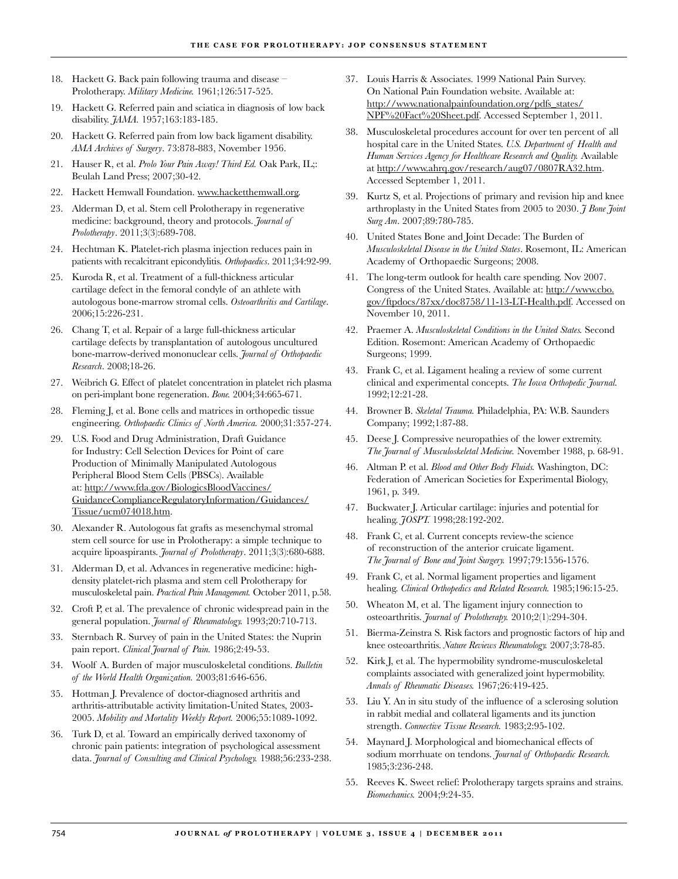18. Hackett G. Back pain following trauma and disease – Prolotherapy. *Military Medicine.* 1961;126:517-525.
19. Hackett G. Referred pain and sciatica in diagnosis of low back disability. *JAMA.* 1957;163:183-185.
20. Hackett G. Referred pain from low back ligament disability. *AMA Archives of Surgery*. 73:878-883, November 1956.
21. Hauser R, et al. *Prolo Your Pain Away! Third Ed.* Oak Park, IL;: Beulah Land Press; 2007;30-42.
22. Hackett Hemwall Foundation. www.hacketthemwall.org.
23. Alderman D, et al. Stem cell Prolotherapy in regenerative medicine: background, theory and protocols. *Journal of Prolotherapy*. 2011;3(3):689-708.
24. Hechtman K. Platelet-rich plasma injection reduces pain in patients with recalcitrant epicondylitis. *Orthopaedics*. 2011;34:92-99.
25. Kuroda R, et al. Treatment of a full-thickness articular cartilage defect in the femoral condyle of an athlete with autologous bone-marrow stromal cells. *Osteoarthritis and Cartilage*. 2006;15:226-231.
26. Chang T, et al. Repair of a large full-thickness articular cartilage defects by transplantation of autologous uncultured bone-marrow-derived mononuclear cells. *Journal of Orthopaedic Research*. 2008;18-26.
27. Weibrich G. Effect of platelet concentration in platelet rich plasma on peri-implant bone regeneration. *Bone.* 2004;34:665-671.
28. Fleming J, et al. Bone cells and matrices in orthopedic tissue engineering. *Orthopaedic Clinics of North America.* 2000;31:357-274.
29. U.S. Food and Drug Administration, Draft Guidance for Industry: Cell Selection Devices for Point of care Production of Minimally Manipulated Autologous Peripheral Blood Stem Cells (PBSCs). Available at: http://www.fda.gov/BiologicsBloodVaccines/GuidanceComplianceRegulatoryInformation/Guidances/Tissue/ucm074018.htm.
30. Alexander R. Autologous fat grafts as mesenchymal stromal stem cell source for use in Prolotherapy: a simple technique to acquire lipoaspirants. *Journal of Prolotherapy*. 2011;3(3):680-688.
31. Alderman D, et al. Advances in regenerative medicine: high-density platelet-rich plasma and stem cell Prolotherapy for musculoskeletal pain. *Practical Pain Management.* October 2011, p.58.
32. Croft P, et al. The prevalence of chronic widespread pain in the general population. *Journal of Rheumatology.* 1993;20:710-713.
33. Sternbach R. Survey of pain in the United States: the Nuprin pain report. *Clinical Journal of Pain.* 1986;2:49-53.
34. Woolf A. Burden of major musculoskeletal conditions. *Bulletin of the World Health Organization.* 2003;81:646-656.
35. Hottman J. Prevalence of doctor-diagnosed arthritis and arthritis-attributable activity limitation-United States, 2003-2005. *Mobility and Mortality Weekly Report.* 2006;55:1089-1092.
36. Turk D, et al. Toward an empirically derived taxonomy of chronic pain patients: integration of psychological assessment data. *Journal of Consulting and Clinical Psychology.* 1988;56:233-238.
37. Louis Harris & Associates. 1999 National Pain Survey. On National Pain Foundation website. Available at: http://www.nationalpainfoundation.org/pdfs_states/NPF%20Fact%20Sheet.pdf. Accessed September 1, 2011.
38. Musculoskeletal procedures account for over ten percent of all hospital care in the United States. *U.S. Department of Health and Human Services Agency for Healthcare Research and Quality.* Available at http://www.ahrq.gov/research/aug07/0807RA32.htm. Accessed September 1, 2011.
39. Kurtz S, et al. Projections of primary and revision hip and knee arthroplasty in the United States from 2005 to 2030. *J Bone Joint Surg Am*. 2007;89:780-785.
40. United States Bone and Joint Decade: The Burden of *Musculoskeletal Disease in the United States*. Rosemont, IL: American Academy of Orthopaedic Surgeons; 2008.
41. The long-term outlook for health care spending. Nov 2007. Congress of the United States. Available at: http://www.cbo.gov/ftpdocs/87xx/doc8758/11-13-LT-Health.pdf. Accessed on November 10, 2011.
42. Praemer A. *Musculoskeletal Conditions in the United States.* Second Edition. Rosemont: American Academy of Orthopaedic Surgeons; 1999.
43. Frank C, et al. Ligament healing a review of some current clinical and experimental concepts. *The Iowa Orthopedic Journal.* 1992;12:21-28.
44. Browner B. *Skeletal Trauma.* Philadelphia, PA: W.B. Saunders Company; 1992;1:87-88.
45. Deese J. Compressive neuropathies of the lower extremity. *The Journal of Musculoskeletal Medicine.* November 1988, p. 68-91.
46. Altman P. et al. *Blood and Other Body Fluids.* Washington, DC: Federation of American Societies for Experimental Biology, 1961, p. 349.
47. Buckwater J. Articular cartilage: injuries and potential for healing. *JOSPT.* 1998;28:192-202.
48. Frank C, et al. Current concepts review-the science of reconstruction of the anterior cruicate ligament. *The Journal of Bone and Joint Surgery.* 1997;79:1556-1576.
49. Frank C, et al. Normal ligament properties and ligament healing. *Clinical Orthopedics and Related Research.* 1985;196:15-25.
50. Wheaton M, et al. The ligament injury connection to osteoarthritis. *Journal of Prolotherapy.* 2010;2(1):294-304.
51. Bierma-Zeinstra S. Risk factors and prognostic factors of hip and knee osteoarthritis. *Nature Reviews Rheumatology.* 2007;3:78-85.
52. Kirk J, et al. The hypermobility syndrome-musculoskeletal complaints associated with generalized joint hypermobility. *Annals of Rheumatic Diseases.* 1967;26:419-425.
53. Liu Y. An in situ study of the influence of a sclerosing solution in rabbit medial and collateral ligaments and its junction strength. *Connective Tissue Research.* 1983;2:95-102.
54. Maynard J. Morphological and biomechanical effects of sodium morrhuate on tendons. *Journal of Orthopaedic Research.* 1985;3:236-248.
55. Reeves K. Sweet relief: Prolotherapy targets sprains and strains. *Biomechanics.* 2004;9:24-35.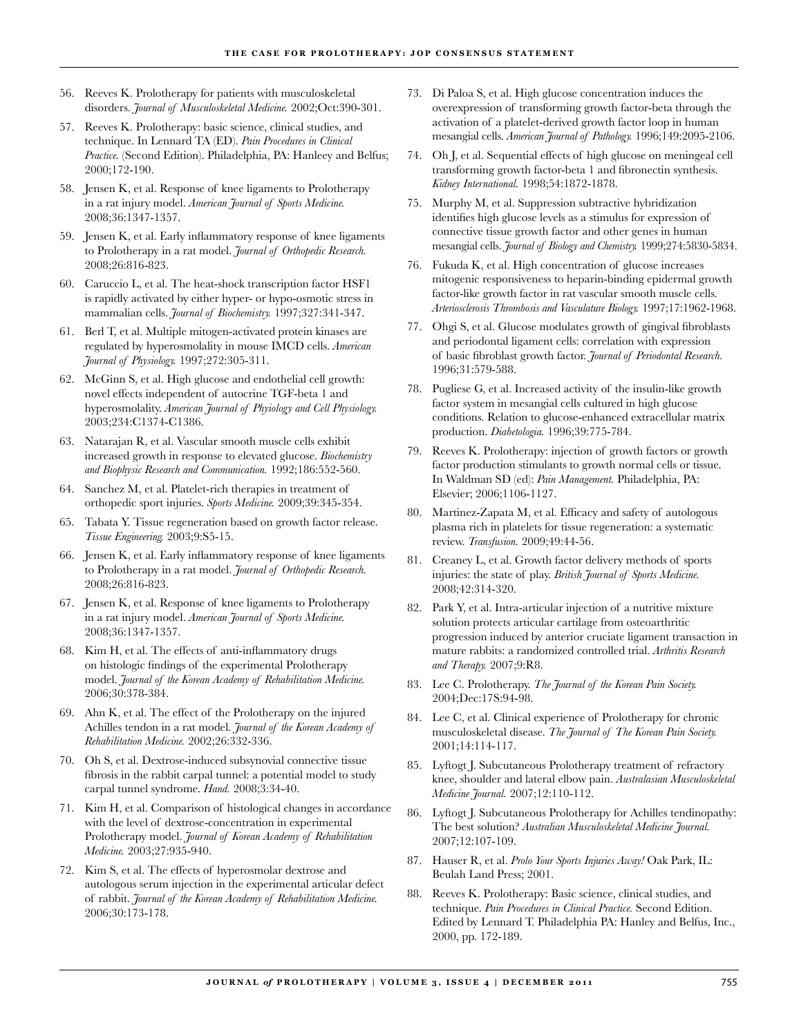56. Reeves K. Prolotherapy for patients with musculoskeletal disorders. *Journal of Musculoskeletal Medicine.* 2002;Oct:390-301.
57. Reeves K. Prolotherapy: basic science, clinical studies, and technique. In Lennard TA (ED). *Pain Procedures in Clinical Practice.* (Second Edition). Philadelphia, PA: Hanleey and Belfus; 2000;172-190.
58. Jensen K, et al. Response of knee ligaments to Prolotherapy in a rat injury model. *American Journal of Sports Medicine.* 2008;36:1347-1357.
59. Jensen K, et al. Early inflammatory response of knee ligaments to Prolotherapy in a rat model. *Journal of Orthopedic Research.* 2008;26:816-823.
60. Caruccio L, et al. The heat-shock transcription factor HSF1 is rapidly activated by either hyper- or hypo-osmotic stress in mammalian cells. *Journal of Biochemistry.* 1997;327:341-347.
61. Berl T, et al. Multiple mitogen-activated protein kinases are regulated by hyperosmolality in mouse IMCD cells. *American Journal of Physiology.* 1997;272:305-311.
62. McGinn S, et al. High glucose and endothelial cell growth: novel effects independent of autocrine TGF-beta 1 and hyperosmolality. *American Journal of Phyiology and Cell Physiology.* 2003;234:C1374-C1386.
63. Natarajan R, et al. Vascular smooth muscle cells exhibit increased growth in response to elevated glucose. *Biochemistry and Biophysic Research and Communication.* 1992;186:552-560.
64. Sanchez M, et al. Platelet-rich therapies in treatment of orthopedic sport injuries. *Sports Medicine.* 2009;39:345-354.
65. Tabata Y. Tissue regeneration based on growth factor release. *Tissue Engineering.* 2003;9:S5-15.
66. Jensen K, et al. Early inflammatory response of knee ligaments to Prolotherapy in a rat model. *Journal of Orthopedic Research.* 2008;26:816-823.
67. Jensen K, et al. Response of knee ligaments to Prolotherapy in a rat injury model. *American Journal of Sports Medicine.* 2008;36:1347-1357.
68. Kim H, et al. The effects of anti-inflammatory drugs on histologic findings of the experimental Prolotherapy model. *Journal of the Korean Academy of Rehabilitation Medicine.* 2006;30:378-384.
69. Ahn K, et al. The effect of the Prolotherapy on the injured Achilles tendon in a rat model. *Journal of the Korean Academy of Rehabilitation Medicine.* 2002;26:332-336.
70. Oh S, et al. Dextrose-induced subsynovial connective tissue fibrosis in the rabbit carpal tunnel: a potential model to study carpal tunnel syndrome. *Hand.* 2008;3:34-40.
71. Kim H, et al. Comparison of histological changes in accordance with the level of dextrose-concentration in experimental Prolotherapy model. *Journal of Korean Academy of Rehabilitation Medicine.* 2003;27:935-940.
72. Kim S, et al. The effects of hyperosmolar dextrose and autologous serum injection in the experimental articular defect of rabbit. *Journal of the Korean Academy of Rehabilitation Medicine.* 2006;30:173-178.
73. Di Paloa S, et al. High glucose concentration induces the overexpression of transforming growth factor-beta through the activation of a platelet-derived growth factor loop in human mesangial cells. *American Journal of Pathology.* 1996;149:2095-2106.
74. Oh J, et al. Sequential effects of high glucose on meningeal cell transforming growth factor-beta 1 and fibronectin synthesis. *Kidney International.* 1998;54:1872-1878.
75. Murphy M, et al. Suppression subtractive hybridization identifies high glucose levels as a stimulus for expression of connective tissue growth factor and other genes in human mesangial cells. *Journal of Biology and Chemistry.* 1999;274:5830-5834.
76. Fukuda K, et al. High concentration of glucose increases mitogenic responsiveness to heparin-binding epidermal growth factor-like growth factor in rat vascular smooth muscle cells. *Arteriosclerosis Thrombosis and Vasculature Biology.* 1997;17:1962-1968.
77. Ohgi S, et al. Glucose modulates growth of gingival fibroblasts and periodontal ligament cells: correlation with expression of basic fibroblast growth factor. *Journal of Periodontal Research.* 1996;31:579-588.
78. Pugliese G, et al. Increased activity of the insulin-like growth factor system in mesangial cells cultured in high glucose conditions. Relation to glucose-enhanced extracellular matrix production. *Diabetologia.* 1996;39:775-784.
79. Reeves K. Prolotherapy: injection of growth factors or growth factor production stimulants to growth normal cells or tissue. In Waldman SD (ed): *Pain Management.* Philadelphia, PA: Elsevier; 2006;1106-1127.
80. Martinez-Zapata M, et al. Efficacy and safety of autologous plasma rich in platelets for tissue regeneration: a systematic review. *Transfusion.* 2009;49:44-56.
81. Creaney L, et al. Growth factor delivery methods of sports injuries: the state of play. *British Journal of Sports Medicine.* 2008;42:314-320.
82. Park Y, et al. Intra-articular injection of a nutritive mixture solution protects articular cartilage from osteoarthritic progression induced by anterior cruciate ligament transaction in mature rabbits: a randomized controlled trial. *Arthritis Research and Therapy.* 2007;9:R8.
83. Lee C. Prolotherapy. *The Journal of the Korean Pain Society.* 2004;Dec:17S:94-98.
84. Lee C, et al. Clinical experience of Prolotherapy for chronic musculoskeletal disease. *The Journal of The Korean Pain Society.* 2001;14:114-117.
85. Lyftogt J. Subcutaneous Prolotherapy treatment of refractory knee, shoulder and lateral elbow pain. *Australasian Musculoskeletal Medicine Journal.* 2007;12:110-112.
86. Lyftogt J. Subcutaneous Prolotherapy for Achilles tendinopathy: The best solution? *Australian Musculoskeletal Medicine Journal.* 2007;12:107-109.
87. Hauser R, et al. *Prolo Your Sports Injuries Away!* Oak Park, IL: Beulah Land Press; 2001.
88. Reeves K. Prolotherapy: Basic science, clinical studies, and technique. *Pain Procedures in Clinical Practice.* Second Edition. Edited by Lennard T. Philadelphia PA: Hanley and Belfus, Inc., 2000, pp. 172-189.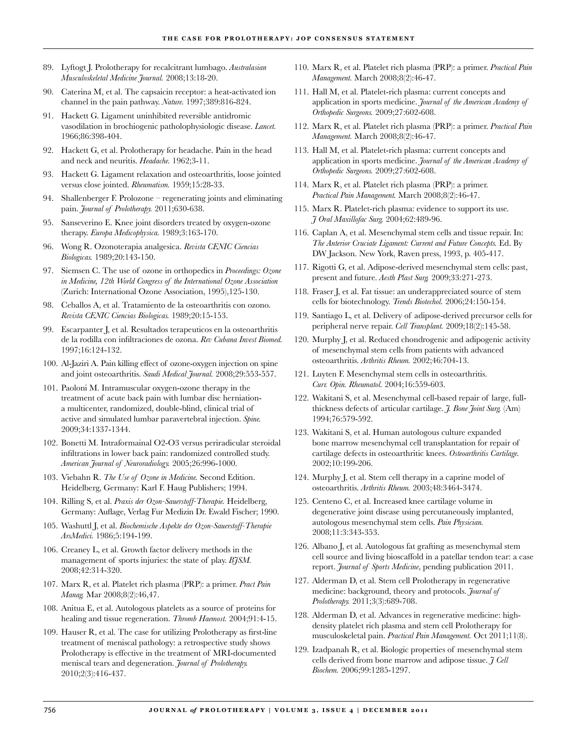89. Lyftogt J. Prolotherapy for recalcitrant lumbago. *Australasian Musculoskeletal Medicine Journal.* 2008;13:18-20.
90. Caterina M, et al. The capsaicin receptor: a heat-activated ion channel in the pain pathway. *Nature.* 1997;389:816-824.
91. Hackett G. Ligament uninhibited reversible antidromic vasodilation in brochiogenic pathophysiologic disease. *Lancet.* 1966;86:398-404.
92. Hackett G, et al. Prolotherapy for headache. Pain in the head and neck and neuritis. *Headache.* 1962;3-11.
93. Hackett G. Ligament relaxation and osteoarthritis, loose jointed versus close jointed. *Rheumatism.* 1959;15:28-33.
94. Shallenberger F. Prolozone – regenerating joints and eliminating pain. *Journal of Prolotherapy.* 2011;630-638.
95. Sanseverino E. Knee joint disorders treated by oxygen-ozone therapy. *Europa Medicophysica.* 1989;3:163-170.
96. Wong R. Ozonoterapia analgesica. *Revista CENIC Ciencias Biologicas.* 1989;20:143-150.
97. Siemsen C. The use of ozone in orthopedics in *Proceedings: Ozone in Medicine, 12th World Congress of the International Ozone Association* (Zurich: International Ozone Association, 1995),125-130.
98. Ceballos A, et al. Tratamiento de la osteoarthritis con ozono. *Revista CENIC Ciencias Biologicas.* 1989;20:15-153.
99. Escarpanter J, et al. Resultados terapeuticos en la osteoarthritis de la rodilla con infiltraciones de ozona. *Rev Cubana Invest Biomed.* 1997;16:124-132.
100. Al-Jaziri A. Pain killing effect of ozone-oxygen injection on spine and joint osteoarthritis. *Saudi Medical Journal.* 2008;29:553-557.
101. Paoloni M. Intramuscular oxygen-ozone therapy in the treatment of acute back pain with lumbar disc herniation-a multicenter, randomized, double-blind, clinical trial of active and simulated lumbar paravertebral injection. *Spine.* 2009;34:1337-1344.
102. Bonetti M. Intraformainal O2-O3 versus periradicular steroidal infiltrations in lower back pain: randomized controlled study. *American Journal of Neuroradiology.* 2005;26:996-1000.
103. Viebahn R. *The Use of Ozone in Medicine.* Second Edition. Heidelberg, Germany: Karl F. Haug Publishers; 1994.
104. Rilling S, et al. *Praxis der Ozon-Sauerstoff-Therapie.* Heidelberg, Germany: Auflage, Verlag Fur Medizin Dr. Ewald Fischer; 1990.
105. Washuttl J, et al. *Biochemische Aspekte der Ozon-Sauerstoff-Therapie ArsMedici.* 1986;5:194-199.
106. Creaney L, et al. Growth factor delivery methods in the management of sports injuries: the state of play. *BJSM.* 2008;42:314-320.
107. Marx R, et al. Platelet rich plasma (PRP): a primer. *Pract Pain Manag.* Mar 2008;8(2):46,47.
108. Anitua E, et al. Autologous platelets as a source of proteins for healing and tissue regeneration. *Thromb Haemost.* 2004;91:4-15.
109. Hauser R, et al. The case for utilizing Prolotherapy as first-line treatment of meniscal pathology: a retrospective study shows Prolotherapy is effective in the treatment of MRI-documented meniscal tears and degeneration. *Journal of Prolotherapy.* 2010;2(3):416-437.
110. Marx R, et al. Platelet rich plasma (PRP): a primer. *Practical Pain Management.* March 2008;8(2):46-47.
111. Hall M, et al. Platelet-rich plasma: current concepts and application in sports medicine. *Journal of the American Academy of Orthopedic Surgeons.* 2009;27:602-608.
112. Marx R, et al. Platelet rich plasma (PRP): a primer. *Practical Pain Management.* March 2008;8(2):46-47.
113. Hall M, et al. Platelet-rich plasma: current concepts and application in sports medicine. *Journal of the American Academy of Orthopedic Surgeons.* 2009;27:602-608.
114. Marx R, et al. Platelet rich plasma (PRP): a primer. *Practical Pain Management.* March 2008;8(2):46-47.
115. Marx R. Platelet-rich plasma: evidence to support its use. *J Oral Maxillofac Surg.* 2004;62:489-96.
116. Caplan A, et al. Mesenchymal stem cells and tissue repair. In: *The Anterior Cruciate Ligament: Current and Future Concepts.* Ed. By DW Jackson. New York, Raven press, 1993, p. 405-417.
117. Rigotti G, et al. Adipose-derived mesenchymal stem cells: past, present and future. *Aesth Plast Surg.* 2009;33:271-273.
118. Fraser J, et al. Fat tissue: an underappreciated source of stem cells for biotechnology. *Trends Biotechol.* 2006;24:150-154.
119. Santiago L, et al. Delivery of adipose-derived precursor cells for peripheral nerve repair. *Cell Transplant.* 2009;18(2):145-58.
120. Murphy J, et al. Reduced chondrogenic and adipogenic activity of mesenchymal stem cells from patients with advanced osteoarthritis. *Arthritis Rheum.* 2002;46:704-13.
121. Luyten F. Mesenchymal stem cells in osteoarthritis. *Curr. Opin. Rheumatol.* 2004;16:559-603.
122. Wakitani S, et al. Mesenchymal cell-based repair of large, full-thickness defects of articular cartilage. *J. Bone Joint Surg.* (Am) 1994;76:579-592.
123. Wakitani S, et al. Human autologous culture expanded bone marrow mesenchymal cell transplantation for repair of cartilage defects in osteoarthritic knees. *Osteoarthritis Cartilage.* 2002;10:199-206.
124. Murphy J, et al. Stem cell therapy in a caprine model of osteoarthritis. *Arthritis Rheum.* 2003;48:3464-3474.
125. Centeno C, et al. Increased knee cartilage volume in degenerative joint disease using percutaneously implanted, autologous mesenchymal stem cells. *Pain Physician.* 2008;11:3:343-353.
126. Albano J, et al. Autologous fat grafting as mesenchymal stem cell source and living bioscaffold in a patellar tendon tear: a case report. *Journal of Sports Medicine*, pending publication 2011.
127. Alderman D, et al. Stem cell Prolotherapy in regenerative medicine: background, theory and protocols. *Journal of Prolotherapy.* 2011;3(3):689-708.
128. Alderman D, et al. Advances in regenerative medicine: high-density platelet rich plasma and stem cell Prolotherapy for musculoskeletal pain. *Practical Pain Management.* Oct 2011;11(8).
129. Izadpanah R, et al. Biologic properties of mesenchymal stem cells derived from bone marrow and adipose tissue. *J Cell Biochem.* 2006;99:1285-1297.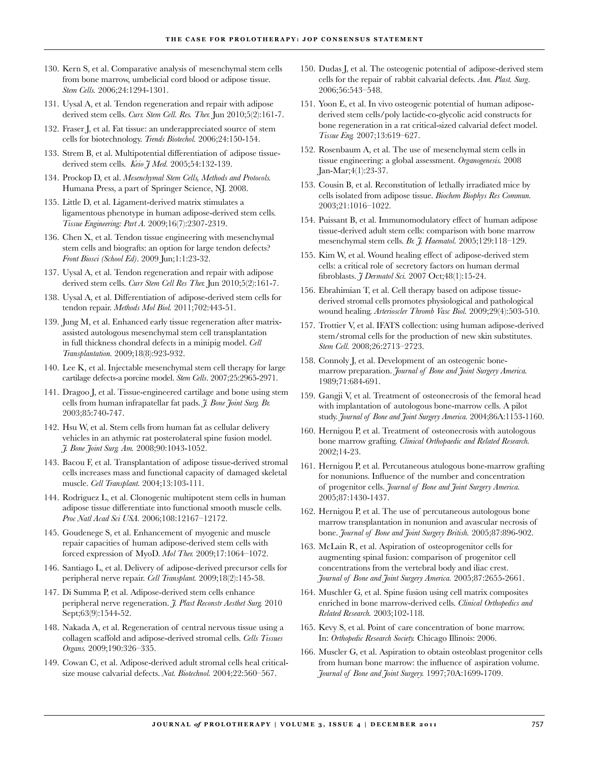130. Kern S, et al. Comparative analysis of mesenchymal stem cells from bone marrow, umbelicial cord blood or adipose tissue. *Stem Cells.* 2006;24:1294-1301.

131. Uysal A, et al. Tendon regeneration and repair with adipose derived stem cells. *Curr. Stem Cell. Res. Ther.* Jun 2010;5(2):161-7.

132. Fraser J, et al. Fat tissue: an underappreciated source of stem cells for biotechnology. *Trends Biotechol.* 2006;24:150-154.

133. Strem B, et al. Multipotential differentiation of adipose tissue-derived stem cells. *Keio J Med.* 2005;54:132-139.

134. Prockop D, et al. *Mesenchymal Stem Cells, Methods and Protocols.* Humana Press, a part of Springer Science, NJ. 2008.

135. Little D, et al. Ligament-derived matrix stimulates a ligamentous phenotype in human adipose-derived stem cells. *Tissue Engineering: Part A.* 2009;16(7):2307-2319.

136. Chen X, et al. Tendon tissue engineering with mesenchymal stem cells and biografts: an option for large tendon defects? *Front Biosci (School Ed).* 2009 Jun;1:1:23-32.

137. Uysal A, et al. Tendon regeneration and repair with adipose derived stem cells. *Curr Stem Cell Res Ther.* Jun 2010;5(2):161-7.

138. Uysal A, et al. Differentiation of adipose-derived stem cells for tendon repair. *Methods Mol Biol.* 2011;702:443-51.

139. Jung M, et al. Enhanced early tissue regeneration after matrix-assisted autologous mesenchymal stem cell transplantation in full thickness chondral defects in a minipig model. *Cell Transplantation.* 2009;18(8):923-932.

140. Lee K, et al. Injectable mesenchymal stem cell therapy for large cartilage defects-a porcine model. *Stem Cells.* 2007;25:2965-2971.

141. Dragoo J, et al. Tissue-engineered cartilage and bone using stem cells from human infrapatellar fat pads. *J. Bone Joint Surg. Br.* 2003;85:740-747.

142. Hsu W, et al. Stem cells from human fat as cellular delivery vehicles in an athymic rat posterolateral spine fusion model. *J. Bone Joint Surg. Am.* 2008;90:1043-1052.

143. Bacou F, et al. Transplantation of adipose tissue-derived stromal cells increases mass and functional capacity of damaged skeletal muscle. *Cell Transplant.* 2004;13:103-111.

144. Rodriguez L, et al. Clonogenic multipotent stem cells in human adipose tissue differentiate into functional smooth muscle cells. *Proc Natl Acad Sci USA.* 2006;108:12167–12172.

145. Goudenege S, et al. Enhancement of myogenic and muscle repair capacities of human adipose-derived stem cells with forced expression of MyoD. *Mol Ther.* 2009;17:1064–1072.

146. Santiago L, et al. Delivery of adipose-derived precursor cells for peripheral nerve repair. *Cell Transplant.* 2009;18(2):145-58.

147. Di Summa P, et al. Adipose-derived stem cells enhance peripheral nerve regeneration. *J. Plast Reconstr Aesthet Surg.* 2010 Sept;63(9):1544-52.

148. Nakada A, et al. Regeneration of central nervous tissue using a collagen scaffold and adipose-derived stromal cells. *Cells Tissues Organs.* 2009;190:326–335.

149. Cowan C, et al. Adipose-derived adult stromal cells heal critical-size mouse calvarial defects. *Nat. Biotechnol.* 2004;22:560–567.

150. Dudas J, et al. The osteogenic potential of adipose-derived stem cells for the repair of rabbit calvarial defects. *Ann. Plast. Surg.* 2006;56:543–548.

151. Yoon E, et al. In vivo osteogenic potential of human adipose-derived stem cells/poly lactide-co-glycolic acid constructs for bone regeneration in a rat critical-sized calvarial defect model. *Tissue Eng.* 2007;13:619–627.

152. Rosenbaum A, et al. The use of mesenchymal stem cells in tissue engineering: a global assessment. *Organogenesis.* 2008 Jan-Mar;4(1):23-37.

153. Cousin B, et al. Reconstitution of lethally irradiated mice by cells isolated from adipose tissue. *Biochem Biophys Res Commun.* 2003;21:1016–1022.

154. Puissant B, et al. Immunomodulatory effect of human adipose tissue-derived adult stem cells: comparison with bone marrow mesenchymal stem cells. *Br. J. Haematol.* 2005;129:118–129.

155. Kim W, et al. Wound healing effect of adipose-derived stem cells: a critical role of secretory factors on human dermal fibroblasts. *J Dermatol Sci.* 2007 Oct;48(1):15-24.

156. Ebrahimian T, et al. Cell therapy based on adipose tissue-derived stromal cells promotes physiological and pathological wound healing. *Arterioscler Thromb Vasc Biol.* 2009;29(4):503-510.

157. Trottier V, et al. IFATS collection: using human adipose-derived stem/stromal cells for the production of new skin substitutes. *Stem Cell.* 2008;26:2713–2723.

158. Connoly J, et al. Development of an osteogenic bone-marrow preparation. *Journal of Bone and Joint Surgery America.* 1989;71:684-691.

159. Gangji V, et al. Treatment of osteonecrosis of the femoral head with implantation of autologous bone-marrow cells. A pilot study. *Journal of Bone and Joint Surgery America.* 2004;86A:1153-1160.

160. Hernigou P, et al. Treatment of osteonecrosis with autologous bone marrow grafting. *Clinical Orthopaedic and Related Research.* 2002;14-23.

161. Hernigou P, et al. Percutaneous atulogous bone-marrow grafting for nonunions. Influence of the number and concentration of progenitor cells. *Journal of Bone and Joint Surgery America.* 2005;87:1430-1437.

162. Hernigou P, et al. The use of percutaneous autologous bone marrow transplantation in nonunion and avascular necrosis of bone. *Journal of Bone and Joint Surgery British.* 2005;87:896-902.

163. McLain R, et al. Aspiration of osteoprogenitor cells for augmenting spinal fusion: comparison of progenitor cell concentrations from the vertebral body and iliac crest. *Journal of Bone and Joint Surgery America.* 2005;87:2655-2661.

164. Muschler G, et al. Spine fusion using cell matrix composites enriched in bone marrow-derived cells. *Clinical Orthopedics and Related Research.* 2003;102-118.

165. Kevy S, et al. Point of care concentration of bone marrow. In: *Orthopedic Research Society.* Chicago Illinois: 2006.

166. Muscler G, et al. Aspiration to obtain osteoblast progenitor cells from human bone marrow: the influence of aspiration volume. *Journal of Bone and Joint Surgery.* 1997;70A:1699-1709.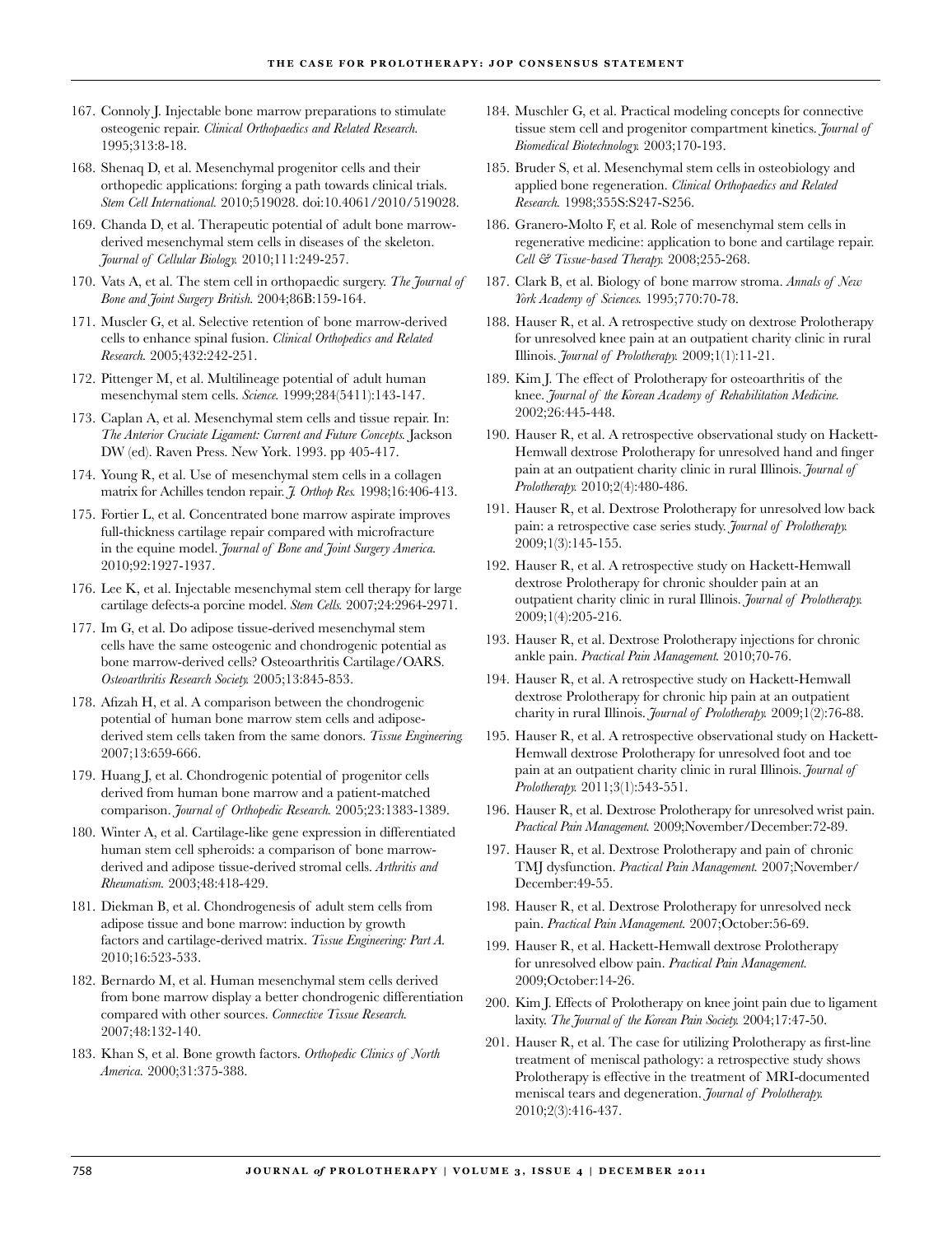167. Connoly J. Injectable bone marrow preparations to stimulate osteogenic repair. *Clinical Orthopaedics and Related Research.* 1995;313:8-18.

168. Shenaq D, et al. Mesenchymal progenitor cells and their orthopedic applications: forging a path towards clinical trials. *Stem Cell International.* 2010;519028. doi:10.4061/2010/519028.

169. Chanda D, et al. Therapeutic potential of adult bone marrow-derived mesenchymal stem cells in diseases of the skeleton. *Journal of Cellular Biology.* 2010;111:249-257.

170. Vats A, et al. The stem cell in orthopaedic surgery. *The Journal of Bone and Joint Surgery British.* 2004;86B:159-164.

171. Muscler G, et al. Selective retention of bone marrow-derived cells to enhance spinal fusion. *Clinical Orthopedics and Related Research.* 2005;432:242-251.

172. Pittenger M, et al. Multilineage potential of adult human mesenchymal stem cells. *Science.* 1999;284(5411):143-147.

173. Caplan A, et al. Mesenchymal stem cells and tissue repair. In: *The Anterior Cruciate Ligament: Current and Future Concepts.* Jackson DW (ed). Raven Press. New York. 1993. pp 405-417.

174. Young R, et al. Use of mesenchymal stem cells in a collagen matrix for Achilles tendon repair. *J. Orthop Res.* 1998;16:406-413.

175. Fortier L, et al. Concentrated bone marrow aspirate improves full-thickness cartilage repair compared with microfracture in the equine model. *Journal of Bone and Joint Surgery America.* 2010;92:1927-1937.

176. Lee K, et al. Injectable mesenchymal stem cell therapy for large cartilage defects-a porcine model. *Stem Cells.* 2007;24:2964-2971.

177. Im G, et al. Do adipose tissue-derived mesenchymal stem cells have the same osteogenic and chondrogenic potential as bone marrow-derived cells? Osteoarthritis Cartilage/OARS. *Osteoarthritis Research Society.* 2005;13:845-853.

178. Afizah H, et al. A comparison between the chondrogenic potential of human bone marrow stem cells and adipose-derived stem cells taken from the same donors. *Tissue Engineering.* 2007;13:659-666.

179. Huang J, et al. Chondrogenic potential of progenitor cells derived from human bone marrow and a patient-matched comparison. *Journal of Orthopedic Research.* 2005;23:1383-1389.

180. Winter A, et al. Cartilage-like gene expression in differentiated human stem cell spheroids: a comparison of bone marrow-derived and adipose tissue-derived stromal cells. *Arthritis and Rheumatism.* 2003;48:418-429.

181. Diekman B, et al. Chondrogenesis of adult stem cells from adipose tissue and bone marrow: induction by growth factors and cartilage-derived matrix. *Tissue Engineering: Part A.* 2010;16:523-533.

182. Bernardo M, et al. Human mesenchymal stem cells derived from bone marrow display a better chondrogenic differentiation compared with other sources. *Connective Tissue Research.* 2007;48:132-140.

183. Khan S, et al. Bone growth factors. *Orthopedic Clinics of North America.* 2000;31:375-388.

184. Muschler G, et al. Practical modeling concepts for connective tissue stem cell and progenitor compartment kinetics. *Journal of Biomedical Biotechnology.* 2003;170-193.

185. Bruder S, et al. Mesenchymal stem cells in osteobiology and applied bone regeneration. *Clinical Orthopaedics and Related Research.* 1998;355S:S247-S256.

186. Granero-Molto F, et al. Role of mesenchymal stem cells in regenerative medicine: application to bone and cartilage repair. *Cell & Tissue-based Therapy.* 2008;255-268.

187. Clark B, et al. Biology of bone marrow stroma. *Annals of New York Academy of Sciences.* 1995;770:70-78.

188. Hauser R, et al. A retrospective study on dextrose Prolotherapy for unresolved knee pain at an outpatient charity clinic in rural Illinois. *Journal of Prolotherapy.* 2009;1(1):11-21.

189. Kim J. The effect of Prolotherapy for osteoarthritis of the knee. *Journal of the Korean Academy of Rehabilitation Medicine.* 2002;26:445-448.

190. Hauser R, et al. A retrospective observational study on Hackett-Hemwall dextrose Prolotherapy for unresolved hand and finger pain at an outpatient charity clinic in rural Illinois. *Journal of Prolotherapy.* 2010;2(4):480-486.

191. Hauser R, et al. Dextrose Prolotherapy for unresolved low back pain: a retrospective case series study. *Journal of Prolotherapy.* 2009;1(3):145-155.

192. Hauser R, et al. A retrospective study on Hackett-Hemwall dextrose Prolotherapy for chronic shoulder pain at an outpatient charity clinic in rural Illinois. *Journal of Prolotherapy.* 2009;1(4):205-216.

193. Hauser R, et al. Dextrose Prolotherapy injections for chronic ankle pain. *Practical Pain Management.* 2010;70-76.

194. Hauser R, et al. A retrospective study on Hackett-Hemwall dextrose Prolotherapy for chronic hip pain at an outpatient charity in rural Illinois. *Journal of Prolotherapy.* 2009;1(2):76-88.

195. Hauser R, et al. A retrospective observational study on Hackett-Hemwall dextrose Prolotherapy for unresolved foot and toe pain at an outpatient charity clinic in rural Illinois. *Journal of Prolotherapy.* 2011;3(1):543-551.

196. Hauser R, et al. Dextrose Prolotherapy for unresolved wrist pain. *Practical Pain Management.* 2009;November/December:72-89.

197. Hauser R, et al. Dextrose Prolotherapy and pain of chronic TMJ dysfunction. *Practical Pain Management.* 2007;November/December:49-55.

198. Hauser R, et al. Dextrose Prolotherapy for unresolved neck pain. *Practical Pain Management.* 2007;October:56-69.

199. Hauser R, et al. Hackett-Hemwall dextrose Prolotherapy for unresolved elbow pain. *Practical Pain Management.* 2009;October:14-26.

200. Kim J. Effects of Prolotherapy on knee joint pain due to ligament laxity. *The Journal of the Korean Pain Society.* 2004;17:47-50.

201. Hauser R, et al. The case for utilizing Prolotherapy as first-line treatment of meniscal pathology: a retrospective study shows Prolotherapy is effective in the treatment of MRI-documented meniscal tears and degeneration. *Journal of Prolotherapy.* 2010;2(3):416-437.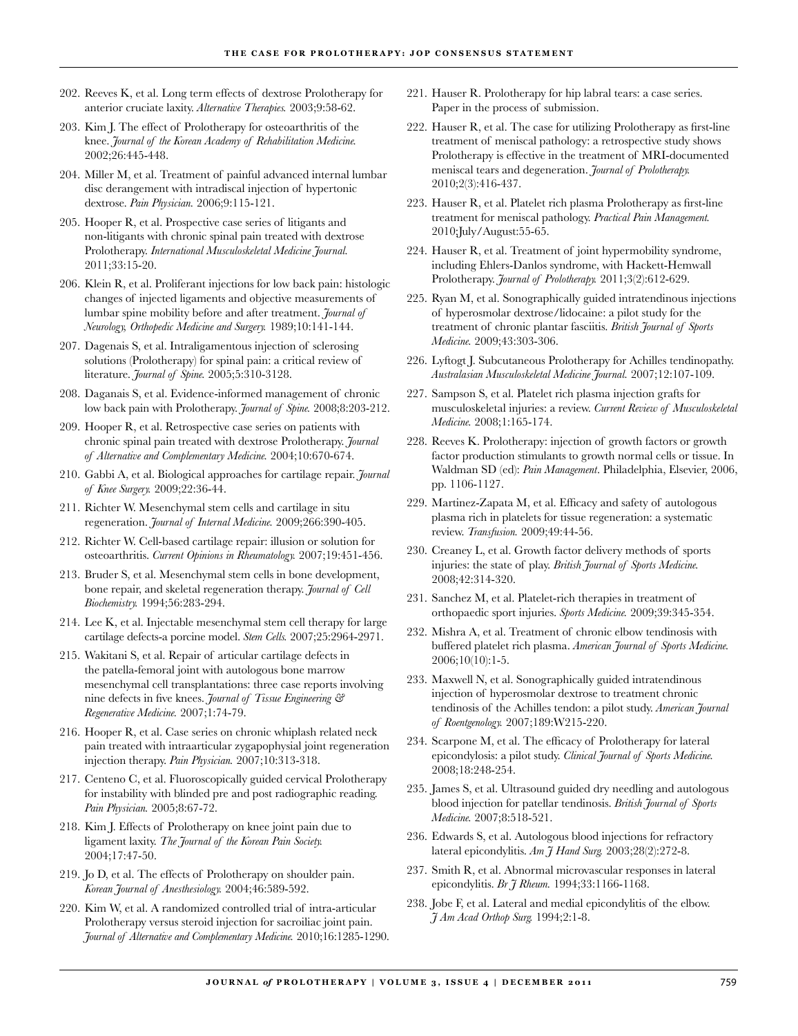202. Reeves K, et al. Long term effects of dextrose Prolotherapy for anterior cruciate laxity. *Alternative Therapies.* 2003;9:58-62.

203. Kim J. The effect of Prolotherapy for osteoarthritis of the knee. *Journal of the Korean Academy of Rehabilitation Medicine.* 2002;26:445-448.

204. Miller M, et al. Treatment of painful advanced internal lumbar disc derangement with intradiscal injection of hypertonic dextrose. *Pain Physician.* 2006;9:115-121.

205. Hooper R, et al. Prospective case series of litigants and non-litigants with chronic spinal pain treated with dextrose Prolotherapy. *International Musculoskeletal Medicine Journal.* 2011;33:15-20.

206. Klein R, et al. Proliferant injections for low back pain: histologic changes of injected ligaments and objective measurements of lumbar spine mobility before and after treatment. *Journal of Neurology, Orthopedic Medicine and Surgery.* 1989;10:141-144.

207. Dagenais S, et al. Intraligamentous injection of sclerosing solutions (Prolotherapy) for spinal pain: a critical review of literature. *Journal of Spine.* 2005;5:310-3128.

208. Daganais S, et al. Evidence-informed management of chronic low back pain with Prolotherapy. *Journal of Spine.* 2008;8:203-212.

209. Hooper R, et al. Retrospective case series on patients with chronic spinal pain treated with dextrose Prolotherapy. *Journal of Alternative and Complementary Medicine.* 2004;10:670-674.

210. Gabbi A, et al. Biological approaches for cartilage repair. *Journal of Knee Surgery.* 2009;22:36-44.

211. Richter W. Mesenchymal stem cells and cartilage in situ regeneration. *Journal of Internal Medicine.* 2009;266:390-405.

212. Richter W. Cell-based cartilage repair: illusion or solution for osteoarthritis. *Current Opinions in Rheumatology.* 2007;19:451-456.

213. Bruder S, et al. Mesenchymal stem cells in bone development, bone repair, and skeletal regeneration therapy. *Journal of Cell Biochemistry.* 1994;56:283-294.

214. Lee K, et al. Injectable mesenchymal stem cell therapy for large cartilage defects-a porcine model. *Stem Cells.* 2007;25:2964-2971.

215. Wakitani S, et al. Repair of articular cartilage defects in the patella-femoral joint with autologous bone marrow mesenchymal cell transplantations: three case reports involving nine defects in five knees. *Journal of Tissue Engineering & Regenerative Medicine.* 2007;1:74-79.

216. Hooper R, et al. Case series on chronic whiplash related neck pain treated with intraarticular zygapophysial joint regeneration injection therapy. *Pain Physician.* 2007;10:313-318.

217. Centeno C, et al. Fluoroscopically guided cervical Prolotherapy for instability with blinded pre and post radiographic reading. *Pain Physician.* 2005;8:67-72.

218. Kim J. Effects of Prolotherapy on knee joint pain due to ligament laxity. *The Journal of the Korean Pain Society.* 2004;17:47-50.

219. Jo D, et al. The effects of Prolotherapy on shoulder pain. *Korean Journal of Anesthesiology.* 2004;46:589-592.

220. Kim W, et al. A randomized controlled trial of intra-articular Prolotherapy versus steroid injection for sacroiliac joint pain. *Journal of Alternative and Complementary Medicine.* 2010;16:1285-1290.

221. Hauser R. Prolotherapy for hip labral tears: a case series. Paper in the process of submission.

222. Hauser R, et al. The case for utilizing Prolotherapy as first-line treatment of meniscal pathology: a retrospective study shows Prolotherapy is effective in the treatment of MRI-documented meniscal tears and degeneration. *Journal of Prolotherapy.* 2010;2(3):416-437.

223. Hauser R, et al. Platelet rich plasma Prolotherapy as first-line treatment for meniscal pathology. *Practical Pain Management.* 2010;July/August:55-65.

224. Hauser R, et al. Treatment of joint hypermobility syndrome, including Ehlers-Danlos syndrome, with Hackett-Hemwall Prolotherapy. *Journal of Prolotherapy.* 2011;3(2):612-629.

225. Ryan M, et al. Sonographically guided intratendinous injections of hyperosmolar dextrose/lidocaine: a pilot study for the treatment of chronic plantar fasciitis. *British Journal of Sports Medicine.* 2009;43:303-306.

226. Lyftogt J. Subcutaneous Prolotherapy for Achilles tendinopathy. *Australasian Musculoskeletal Medicine Journal.* 2007;12:107-109.

227. Sampson S, et al. Platelet rich plasma injection grafts for musculoskeletal injuries: a review. *Current Review of Musculoskeletal Medicine.* 2008;1:165-174.

228. Reeves K. Prolotherapy: injection of growth factors or growth factor production stimulants to growth normal cells or tissue. In Waldman SD (ed): *Pain Management*. Philadelphia, Elsevier, 2006, pp. 1106-1127.

229. Martinez-Zapata M, et al. Efficacy and safety of autologous plasma rich in platelets for tissue regeneration: a systematic review. *Transfusion.* 2009;49:44-56.

230. Creaney L, et al. Growth factor delivery methods of sports injuries: the state of play. *British Journal of Sports Medicine.* 2008;42:314-320.

231. Sanchez M, et al. Platelet-rich therapies in treatment of orthopaedic sport injuries. *Sports Medicine.* 2009;39:345-354.

232. Mishra A, et al. Treatment of chronic elbow tendinosis with buffered platelet rich plasma. *American Journal of Sports Medicine.* 2006;10(10):1-5.

233. Maxwell N, et al. Sonographically guided intratendinous injection of hyperosmolar dextrose to treatment chronic tendinosis of the Achilles tendon: a pilot study. *American Journal of Roentgenology.* 2007;189:W215-220.

234. Scarpone M, et al. The efficacy of Prolotherapy for lateral epicondylosis: a pilot study. *Clinical Journal of Sports Medicine.* 2008;18:248-254.

235. James S, et al. Ultrasound guided dry needling and autologous blood injection for patellar tendinosis. *British Journal of Sports Medicine.* 2007;8:518-521.

236. Edwards S, et al. Autologous blood injections for refractory lateral epicondylitis. *Am J Hand Surg.* 2003;28(2):272-8.

237. Smith R, et al. Abnormal microvascular responses in lateral epicondylitis. *Br J Rheum.* 1994;33:1166-1168.

238. Jobe F, et al. Lateral and medial epicondylitis of the elbow. *J Am Acad Orthop Surg.* 1994;2:1-8.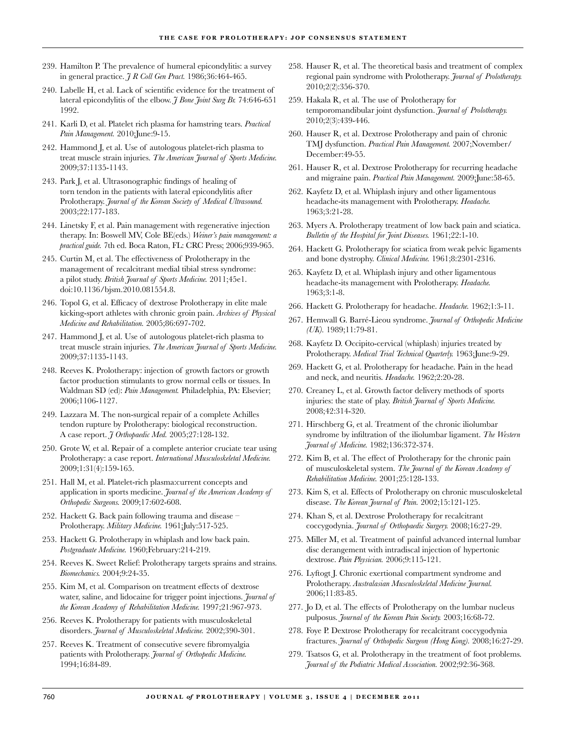239. Hamilton P. The prevalence of humeral epicondylitis: a survey in general practice. *J R Coll Gen Pract.* 1986;36:464-465.

240. Labelle H, et al. Lack of scientific evidence for the treatment of lateral epicondylitis of the elbow. *J Bone Joint Surg Br.* 74:646-651 1992.

241. Karli D, et al. Platelet rich plasma for hamstring tears. *Practical Pain Management.* 2010;June:9-15.

242. Hammond J, et al. Use of autologous platelet-rich plasma to treat muscle strain injuries. *The American Journal of Sports Medicine.* 2009;37:1135-1143.

243. Park J, et al. Ultrasonographic findings of healing of torn tendon in the patients with lateral epicondylitis after Prolotherapy. *Journal of the Korean Society of Medical Ultrasound.* 2003;22:177-183.

244. Linetsky F, et al. Pain management with regenerative injection therapy. In: Boswell MV, Cole BE(eds.) *Weiner's pain management: a practical guide.* 7th ed. Boca Raton, FL: CRC Press; 2006;939-965.

245. Curtin M, et al. The effectiveness of Prolotherapy in the management of recalcitrant medial tibial stress syndrome: a pilot study. *British Journal of Sports Medicine.* 2011;45e1. doi:10.1136/bjsm.2010.081554.8.

246. Topol G, et al. Efficacy of dextrose Prolotherapy in elite male kicking-sport athletes with chronic groin pain. *Archives of Physical Medicine and Rehabilitation.* 2005;86:697-702.

247. Hammond J, et al. Use of autologous platelet-rich plasma to treat muscle strain injuries. *The American Journal of Sports Medicine.* 2009;37:1135-1143.

248. Reeves K. Prolotherapy: injection of growth factors or growth factor production stimulants to grow normal cells or tissues. In Waldman SD (ed): *Pain Management.* Philadelphia, PA: Elsevier; 2006;1106-1127.

249. Lazzara M. The non-surgical repair of a complete Achilles tendon rupture by Prolotherapy: biological reconstruction. A case report. *J Orthopaedic Med.* 2005;27:128-132.

250. Grote W, et al. Repair of a complete anterior cruciate tear using Prolotherapy: a case report. *International Musculoskeletal Medicine.* 2009;1:31(4):159-165.

251. Hall M, et al. Platelet-rich plasma:current concepts and application in sports medicine. *Journal of the American Academy of Orthopedic Surgeons.* 2009;17:602-608.

252. Hackett G. Back pain following trauma and disease – Prolotherapy. *Military Medicine.* 1961;July:517-525.

253. Hackett G. Prolotherapy in whiplash and low back pain. *Postgraduate Medicine.* 1960;February:214-219.

254. Reeves K. Sweet Relief: Prolotherapy targets sprains and strains. *Biomechanics.* 2004;9:24-35.

255. Kim M, et al. Comparison on treatment effects of dextrose water, saline, and lidocaine for trigger point injections. *Journal of the Korean Academy of Rehabilitation Medicine.* 1997;21:967-973.

256. Reeves K. Prolotherapy for patients with musculoskeletal disorders. *Journal of Musculoskeletal Medicine.* 2002;390-301.

257. Reeves K. Treatment of consecutive severe fibromyalgia patients with Prolotherapy. *Journal of Orthopedic Medicine.* 1994;16:84-89.

258. Hauser R, et al. The theoretical basis and treatment of complex regional pain syndrome with Prolotherapy. *Journal of Prolotherapy.* 2010;2(2):356-370.

259. Hakala R, et al. The use of Prolotherapy for temporomandibular joint dysfunction. *Journal of Prolotherapy.* 2010;2(3):439-446.

260. Hauser R, et al. Dextrose Prolotherapy and pain of chronic TMJ dysfunction. *Practical Pain Management.* 2007;November/December:49-55.

261. Hauser R, et al. Dextrose Prolotherapy for recurring headache and migraine pain. *Practical Pain Management.* 2009;June:58-65.

262. Kayfetz D, et al. Whiplash injury and other ligamentous headache-its management with Prolotherapy. *Headache.* 1963;3:21-28.

263. Myers A. Prolotherapy treatment of low back pain and sciatica. *Bulletin of the Hospital for Joint Diseases.* 1961;22:1-10.

264. Hackett G. Prolotherapy for sciatica from weak pelvic ligaments and bone dystrophy. *Clinical Medicine.* 1961;8:2301-2316.

265. Kayfetz D, et al. Whiplash injury and other ligamentous headache-its management with Prolotherapy. *Headache.* 1963;3:1-8.

266. Hackett G. Prolotherapy for headache. *Headache.* 1962;1:3-11.

267. Hemwall G. Barré-Lieou syndrome. *Journal of Orthopedic Medicine (UK).* 1989;11:79-81.

268. Kayfetz D. Occipito-cervical (whiplash) injuries treated by Prolotherapy. *Medical Trial Technical Quarterly.* 1963;June:9-29.

269. Hackett G, et al. Prolotherapy for headache. Pain in the head and neck, and neuritis. *Headache.* 1962;2:20-28.

270. Creaney L, et al. Growth factor delivery methods of sports injuries: the state of play. *British Journal of Sports Medicine.* 2008;42:314-320.

271. Hirschberg G, et al. Treatment of the chronic iliolumbar syndrome by infiltration of the iliolumbar ligament. *The Western Journal of Medicine.* 1982;136:372-374.

272. Kim B, et al. The effect of Prolotherapy for the chronic pain of musculoskeletal system. *The Journal of the Korean Academy of Rehabilitation Medicine.* 2001;25:128-133.

273. Kim S, et al. Effects of Prolotherapy on chronic musculoskeletal disease. *The Korean Journal of Pain.* 2002;15:121-125.

274. Khan S, et al. Dextrose Prolotherapy for recalcitrant coccygodynia. *Journal of Orthopaedic Surgery.* 2008;16:27-29.

275. Miller M, et al. Treatment of painful advanced internal lumbar disc derangement with intradiscal injection of hypertonic dextrose. *Pain Physician.* 2006;9:115-121.

276. Lyftogt J. Chronic exertional compartment syndrome and Prolotherapy. *Australasian Musculoskeletal Medicine Journal.* 2006;11:83-85.

277. Jo D, et al. The effects of Prolotherapy on the lumbar nucleus pulposus. *Journal of the Korean Pain Society.* 2003;16:68-72.

278. Foye P. Dextrose Prolotherapy for recalcitrant coccygodynia fractures. *Journal of Orthopedic Surgeon (Hong Kong).* 2008;16:27-29.

279. Tsatsos G, et al. Prolotherapy in the treatment of foot problems. *Journal of the Podiatric Medical Association.* 2002;92:36-368.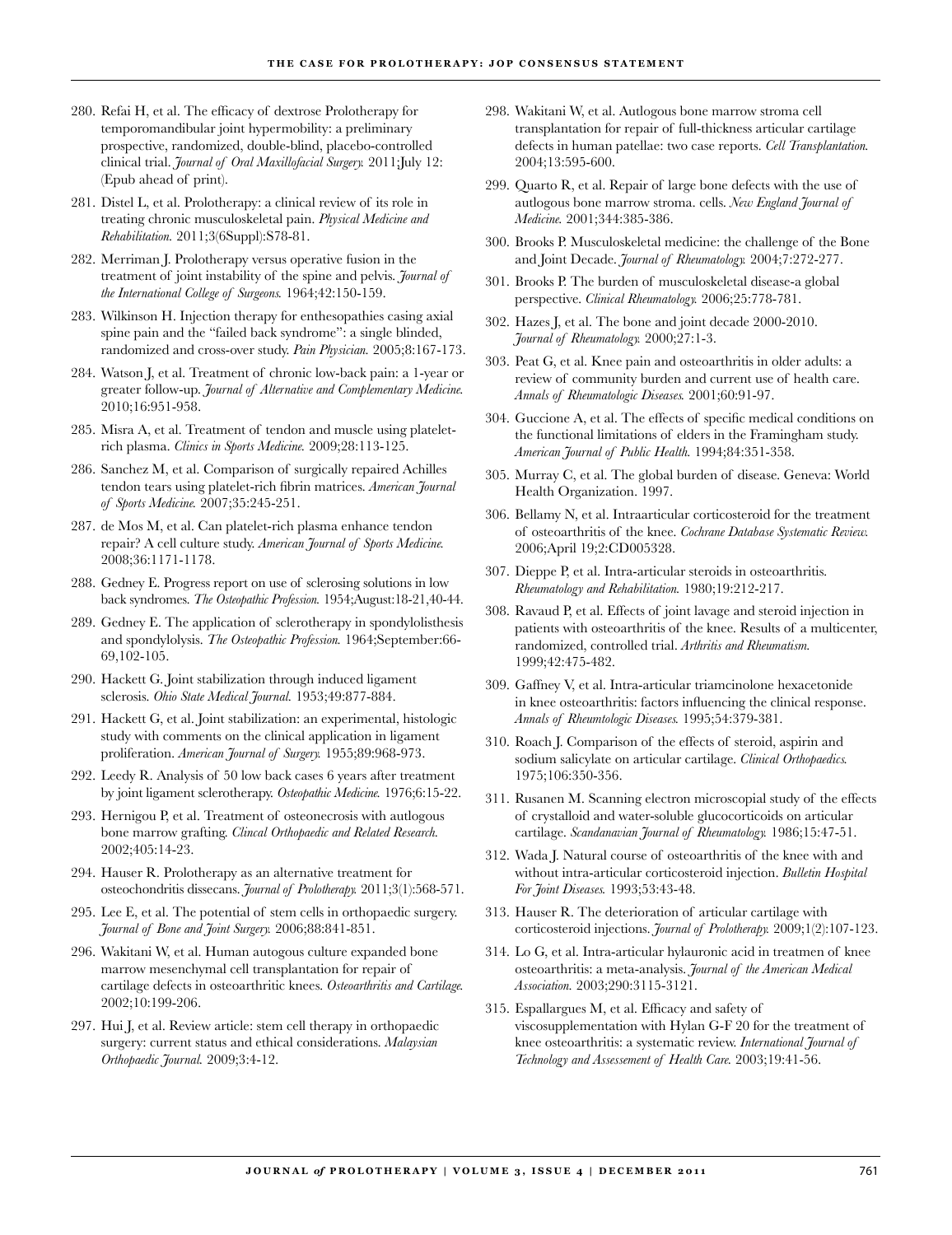280. Refai H, et al. The efficacy of dextrose Prolotherapy for temporomandibular joint hypermobility: a preliminary prospective, randomized, double-blind, placebo-controlled clinical trial. *Journal of Oral Maxillofacial Surgery.* 2011;July 12: (Epub ahead of print).

281. Distel L, et al. Prolotherapy: a clinical review of its role in treating chronic musculoskeletal pain. *Physical Medicine and Rehabilitation.* 2011;3(6Suppl):S78-81.

282. Merriman J. Prolotherapy versus operative fusion in the treatment of joint instability of the spine and pelvis. *Journal of the International College of Surgeons.* 1964;42:150-159.

283. Wilkinson H. Injection therapy for enthesopathies casing axial spine pain and the "failed back syndrome": a single blinded, randomized and cross-over study. *Pain Physician.* 2005;8:167-173.

284. Watson J, et al. Treatment of chronic low-back pain: a 1-year or greater follow-up. *Journal of Alternative and Complementary Medicine.* 2010;16:951-958.

285. Misra A, et al. Treatment of tendon and muscle using platelet-rich plasma. *Clinics in Sports Medicine.* 2009;28:113-125.

286. Sanchez M, et al. Comparison of surgically repaired Achilles tendon tears using platelet-rich fibrin matrices. *American Journal of Sports Medicine.* 2007;35:245-251.

287. de Mos M, et al. Can platelet-rich plasma enhance tendon repair? A cell culture study. *American Journal of Sports Medicine.* 2008;36:1171-1178.

288. Gedney E. Progress report on use of sclerosing solutions in low back syndromes. *The Osteopathic Profession.* 1954;August:18-21,40-44.

289. Gedney E. The application of sclerotherapy in spondylolisthesis and spondylolysis. *The Osteopathic Profession.* 1964;September:66-69,102-105.

290. Hackett G. Joint stabilization through induced ligament sclerosis. *Ohio State Medical Journal.* 1953;49:877-884.

291. Hackett G, et al. Joint stabilization: an experimental, histologic study with comments on the clinical application in ligament proliferation. *American Journal of Surgery.* 1955;89:968-973.

292. Leedy R. Analysis of 50 low back cases 6 years after treatment by joint ligament sclerotherapy. *Osteopathic Medicine.* 1976;6:15-22.

293. Hernigou P, et al. Treatment of osteonecrosis with autlogous bone marrow grafting. *Clincal Orthopaedic and Related Research.* 2002;405:14-23.

294. Hauser R. Prolotherapy as an alternative treatment for osteochondritis dissecans. *Journal of Prolotherapy.* 2011;3(1):568-571.

295. Lee E, et al. The potential of stem cells in orthopaedic surgery. *Journal of Bone and Joint Surgery.* 2006;88:841-851.

296. Wakitani W, et al. Human autogous culture expanded bone marrow mesenchymal cell transplantation for repair of cartilage defects in osteoarthritic knees. *Osteoarthritis and Cartilage.* 2002;10:199-206.

297. Hui J, et al. Review article: stem cell therapy in orthopaedic surgery: current status and ethical considerations. *Malaysian Orthopaedic Journal.* 2009;3:4-12.

298. Wakitani W, et al. Autlogous bone marrow stroma cell transplantation for repair of full-thickness articular cartilage defects in human patellae: two case reports. *Cell Transplantation.* 2004;13:595-600.

299. Quarto R, et al. Repair of large bone defects with the use of autlogous bone marrow stroma. cells. *New England Journal of Medicine.* 2001;344:385-386.

300. Brooks P. Musculoskeletal medicine: the challenge of the Bone and Joint Decade. *Journal of Rheumatology.* 2004;7:272-277.

301. Brooks P. The burden of musculoskeletal disease-a global perspective. *Clinical Rheumatology.* 2006;25:778-781.

302. Hazes J, et al. The bone and joint decade 2000-2010. *Journal of Rheumatology.* 2000;27:1-3.

303. Peat G, et al. Knee pain and osteoarthritis in older adults: a review of community burden and current use of health care. *Annals of Rheumatologic Diseases.* 2001;60:91-97.

304. Guccione A, et al. The effects of specific medical conditions on the functional limitations of elders in the Framingham study. *American Journal of Public Health.* 1994;84:351-358.

305. Murray C, et al. The global burden of disease. Geneva: World Health Organization. 1997.

306. Bellamy N, et al. Intraarticular corticosteroid for the treatment of osteoarthritis of the knee. *Cochrane Database Systematic Review.* 2006;April 19;2:CD005328.

307. Dieppe P, et al. Intra-articular steroids in osteoarthritis. *Rheumatology and Rehabilitation.* 1980;19:212-217.

308. Ravaud P, et al. Effects of joint lavage and steroid injection in patients with osteoarthritis of the knee. Results of a multicenter, randomized, controlled trial. *Arthritis and Rheumatism.* 1999;42:475-482.

309. Gaffney V, et al. Intra-articular triamcinolone hexacetonide in knee osteoarthritis: factors influencing the clinical response. *Annals of Rheumtologic Diseases.* 1995;54:379-381.

310. Roach J. Comparison of the effects of steroid, aspirin and sodium salicylate on articular cartilage. *Clinical Orthopaedics.* 1975;106:350-356.

311. Rusanen M. Scanning electron microscopial study of the effects of crystalloid and water-soluble glucocorticoids on articular cartilage. *Scandanavian Journal of Rheumatology.* 1986;15:47-51.

312. Wada J. Natural course of osteoarthritis of the knee with and without intra-articular corticosteroid injection. *Bulletin Hospital For Joint Diseases.* 1993;53:43-48.

313. Hauser R. The deterioration of articular cartilage with corticosteroid injections. *Journal of Prolotherapy.* 2009;1(2):107-123.

314. Lo G, et al. Intra-articular hylauronic acid in treatmen of knee osteoarthritis: a meta-analysis. *Journal of the American Medical Association.* 2003;290:3115-3121.

315. Espallargues M, et al. Efficacy and safety of viscosupplementation with Hylan G-F 20 for the treatment of knee osteoarthritis: a systematic review. *International Journal of Technology and Assessement of Health Care.* 2003;19:41-56.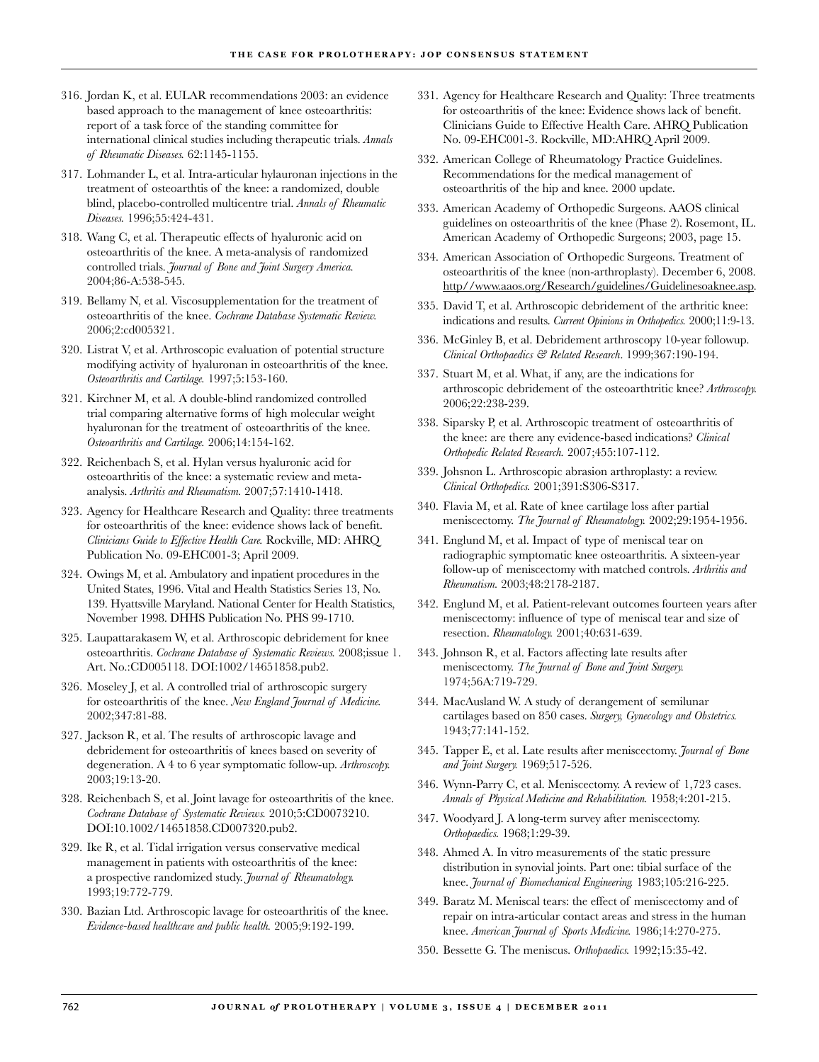316. Jordan K, et al. EULAR recommendations 2003: an evidence based approach to the management of knee osteoarthritis: report of a task force of the standing committee for international clinical studies including therapeutic trials. *Annals of Rheumatic Diseases.* 62:1145-1155.

317. Lohmander L, et al. Intra-articular hylauronan injections in the treatment of osteoarthtis of the knee: a randomized, double blind, placebo-controlled multicentre trial. *Annals of Rheumatic Diseases.* 1996;55:424-431.

318. Wang C, et al. Therapeutic effects of hyaluronic acid on osteoarthritis of the knee. A meta-analysis of randomized controlled trials. *Journal of Bone and Joint Surgery America.* 2004;86-A:538-545.

319. Bellamy N, et al. Viscosupplementation for the treatment of osteoarthritis of the knee. *Cochrane Database Systematic Review.* 2006;2:cd005321.

320. Listrat V, et al. Arthroscopic evaluation of potential structure modifying activity of hyaluronan in osteoarthritis of the knee. *Osteoarthritis and Cartilage.* 1997;5:153-160.

321. Kirchner M, et al. A double-blind randomized controlled trial comparing alternative forms of high molecular weight hyaluronan for the treatment of osteoarthritis of the knee. *Osteoarthritis and Cartilage.* 2006;14:154-162.

322. Reichenbach S, et al. Hylan versus hyaluronic acid for osteoarthritis of the knee: a systematic review and meta-analysis. *Arthritis and Rheumatism.* 2007;57:1410-1418.

323. Agency for Healthcare Research and Quality: three treatments for osteoarthritis of the knee: evidence shows lack of benefit. *Clinicians Guide to Effective Health Care.* Rockville, MD: AHRQ Publication No. 09-EHC001-3; April 2009.

324. Owings M, et al. Ambulatory and inpatient procedures in the United States, 1996. Vital and Health Statistics Series 13, No. 139. Hyattsville Maryland. National Center for Health Statistics, November 1998. DHHS Publication No. PHS 99-1710.

325. Laupattarakasem W, et al. Arthroscopic debridement for knee osteoarthritis. *Cochrane Database of Systematic Reviews.* 2008;issue 1. Art. No.:CD005118. DOI:1002/14651858.pub2.

326. Moseley J, et al. A controlled trial of arthroscopic surgery for osteoarthritis of the knee. *New England Journal of Medicine.* 2002;347:81-88.

327. Jackson R, et al. The results of arthroscopic lavage and debridement for osteoarthritis of knees based on severity of degeneration. A 4 to 6 year symptomatic follow-up. *Arthroscopy.* 2003;19:13-20.

328. Reichenbach S, et al. Joint lavage for osteoarthritis of the knee. *Cochrane Database of Systematic Reviews.* 2010;5:CD0073210. DOI:10.1002/14651858.CD007320.pub2.

329. Ike R, et al. Tidal irrigation versus conservative medical management in patients with osteoarthritis of the knee: a prospective randomized study. *Journal of Rheumatology.* 1993;19:772-779.

330. Bazian Ltd. Arthroscopic lavage for osteoarthritis of the knee. *Evidence-based healthcare and public health.* 2005;9:192-199.

331. Agency for Healthcare Research and Quality: Three treatments for osteoarthritis of the knee: Evidence shows lack of benefit. Clinicians Guide to Effective Health Care. AHRQ Publication No. 09-EHC001-3. Rockville, MD:AHRQ April 2009.

332. American College of Rheumatology Practice Guidelines. Recommendations for the medical management of osteoarthritis of the hip and knee. 2000 update.

333. American Academy of Orthopedic Surgeons. AAOS clinical guidelines on osteoarthritis of the knee (Phase 2). Rosemont, IL. American Academy of Orthopedic Surgeons; 2003, page 15.

334. American Association of Orthopedic Surgeons. Treatment of osteoarthritis of the knee (non-arthroplasty). December 6, 2008. http//www.aaos.org/Research/guidelines/Guidelinesoaknee.asp.

335. David T, et al. Arthroscopic debridement of the arthritic knee: indications and results. *Current Opinions in Orthopedics.* 2000;11:9-13.

336. McGinley B, et al. Debridement arthroscopy 10-year followup. *Clinical Orthopaedics & Related Research*. 1999;367:190-194.

337. Stuart M, et al. What, if any, are the indications for arthroscopic debridement of the osteoarthtritic knee? *Arthroscopy.* 2006;22:238-239.

338. Siparsky P, et al. Arthroscopic treatment of osteoarthritis of the knee: are there any evidence-based indications? *Clinical Orthopedic Related Research.* 2007;455:107-112.

339. Johsnon L. Arthroscopic abrasion arthroplasty: a review. *Clinical Orthopedics.* 2001;391:S306-S317.

340. Flavia M, et al. Rate of knee cartilage loss after partial meniscectomy. *The Journal of Rheumatology.* 2002;29:1954-1956.

341. Englund M, et al. Impact of type of meniscal tear on radiographic symptomatic knee osteoarthritis. A sixteen-year follow-up of meniscectomy with matched controls. *Arthritis and Rheumatism.* 2003;48:2178-2187.

342. Englund M, et al. Patient-relevant outcomes fourteen years after meniscectomy: influence of type of meniscal tear and size of resection. *Rheumatology.* 2001;40:631-639.

343. Johnson R, et al. Factors affecting late results after meniscectomy. *The Journal of Bone and Joint Surgery.* 1974;56A:719-729.

344. MacAusland W. A study of derangement of semilunar cartilages based on 850 cases. *Surgery, Gynecology and Obstetrics.* 1943;77:141-152.

345. Tapper E, et al. Late results after meniscectomy. *Journal of Bone and Joint Surgery.* 1969;517-526.

346. Wynn-Parry C, et al. Meniscectomy. A review of 1,723 cases. *Annals of Physical Medicine and Rehabilitation.* 1958;4:201-215.

347. Woodyard J. A long-term survey after meniscectomy. *Orthopaedics.* 1968;1:29-39.

348. Ahmed A. In vitro measurements of the static pressure distribution in synovial joints. Part one: tibial surface of the knee. *Journal of Biomechanical Engineering.* 1983;105:216-225.

349. Baratz M. Meniscal tears: the effect of meniscectomy and of repair on intra-articular contact areas and stress in the human knee. *American Journal of Sports Medicine.* 1986;14:270-275.

350. Bessette G. The meniscus. *Orthopaedics.* 1992;15:35-42.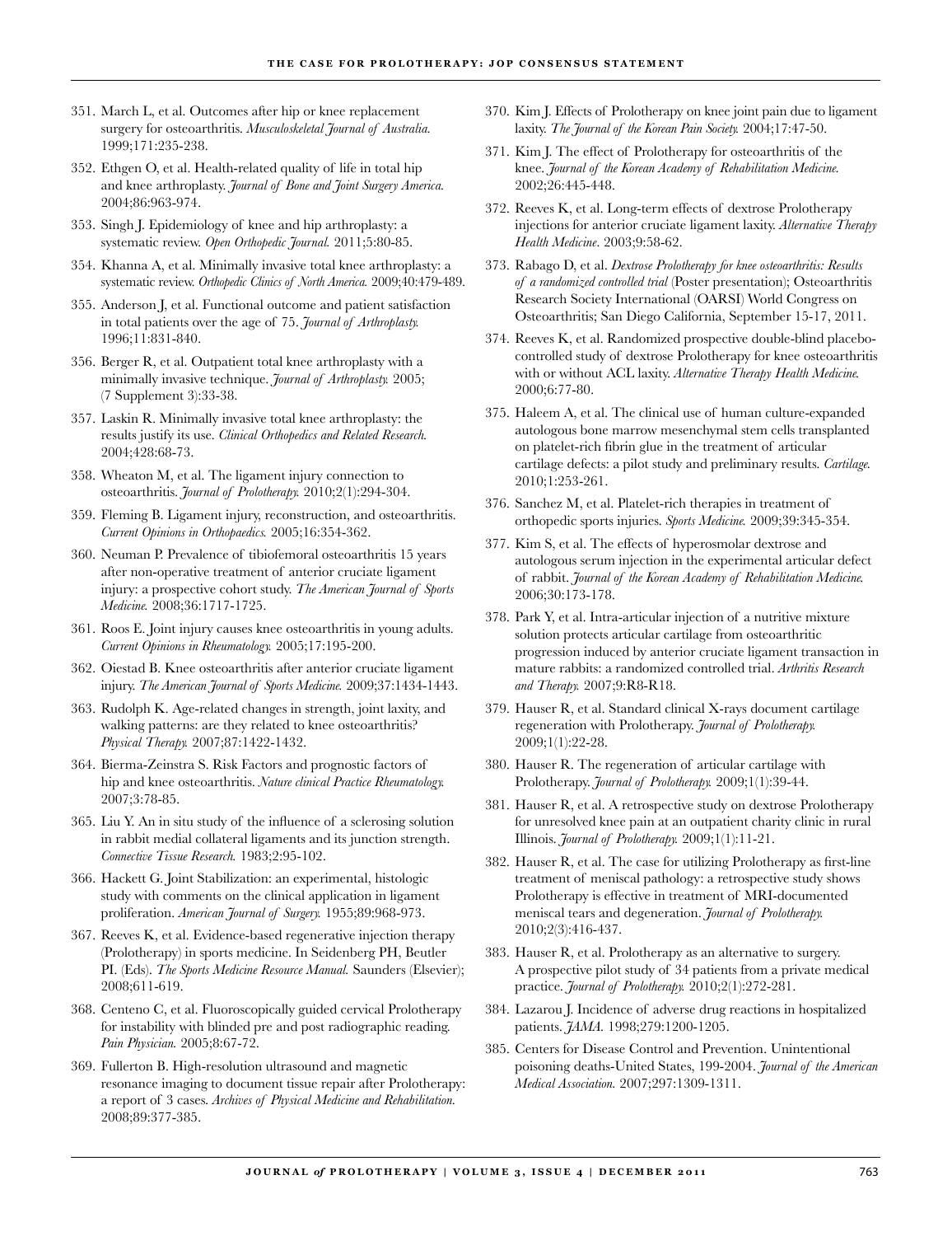351. March L, et al. Outcomes after hip or knee replacement surgery for osteoarthritis. *Musculoskeletal Journal of Australia.* 1999;171:235-238.

352. Ethgen O, et al. Health-related quality of life in total hip and knee arthroplasty. *Journal of Bone and Joint Surgery America.* 2004;86:963-974.

353. Singh J. Epidemiology of knee and hip arthroplasty: a systematic review. *Open Orthopedic Journal.* 2011;5:80-85.

354. Khanna A, et al. Minimally invasive total knee arthroplasty: a systematic review. *Orthopedic Clinics of North America.* 2009;40:479-489.

355. Anderson J, et al. Functional outcome and patient satisfaction in total patients over the age of 75. *Journal of Arthroplasty.* 1996;11:831-840.

356. Berger R, et al. Outpatient total knee arthroplasty with a minimally invasive technique. *Journal of Arthroplasty.* 2005; (7 Supplement 3):33-38.

357. Laskin R. Minimally invasive total knee arthroplasty: the results justify its use. *Clinical Orthopedics and Related Research.* 2004;428:68-73.

358. Wheaton M, et al. The ligament injury connection to osteoarthritis. *Journal of Prolotherapy.* 2010;2(1):294-304.

359. Fleming B. Ligament injury, reconstruction, and osteoarthritis. *Current Opinions in Orthopaedics.* 2005;16:354-362.

360. Neuman P. Prevalence of tibiofemoral osteoarthritis 15 years after non-operative treatment of anterior cruciate ligament injury: a prospective cohort study. *The American Journal of Sports Medicine.* 2008;36:1717-1725.

361. Roos E. Joint injury causes knee osteoarthritis in young adults. *Current Opinions in Rheumatology.* 2005;17:195-200.

362. Oiestad B. Knee osteoarthritis after anterior cruciate ligament injury. *The American Journal of Sports Medicine.* 2009;37:1434-1443.

363. Rudolph K. Age-related changes in strength, joint laxity, and walking patterns: are they related to knee osteoarthritis? *Physical Therapy.* 2007;87:1422-1432.

364. Bierma-Zeinstra S. Risk Factors and prognostic factors of hip and knee osteoarthritis. *Nature clinical Practice Rheumatology.* 2007;3:78-85.

365. Liu Y. An in situ study of the influence of a sclerosing solution in rabbit medial collateral ligaments and its junction strength. *Connective Tissue Research.* 1983;2:95-102.

366. Hackett G. Joint Stabilization: an experimental, histologic study with comments on the clinical application in ligament proliferation. *American Journal of Surgery.* 1955;89:968-973.

367. Reeves K, et al. Evidence-based regenerative injection therapy (Prolotherapy) in sports medicine. In Seidenberg PH, Beutler PI. (Eds). *The Sports Medicine Resource Manual.* Saunders (Elsevier); 2008;611-619.

368. Centeno C, et al. Fluoroscopically guided cervical Prolotherapy for instability with blinded pre and post radiographic reading. *Pain Physician.* 2005;8:67-72.

369. Fullerton B. High-resolution ultrasound and magnetic resonance imaging to document tissue repair after Prolotherapy: a report of 3 cases. *Archives of Physical Medicine and Rehabilitation.* 2008;89:377-385.

370. Kim J. Effects of Prolotherapy on knee joint pain due to ligament laxity. *The Journal of the Korean Pain Society.* 2004;17:47-50.

371. Kim J. The effect of Prolotherapy for osteoarthritis of the knee. *Journal of the Korean Academy of Rehabilitation Medicine.* 2002;26:445-448.

372. Reeves K, et al. Long-term effects of dextrose Prolotherapy injections for anterior cruciate ligament laxity. *Alternative Therapy Health Medicine*. 2003;9:58-62.

373. Rabago D, et al. *Dextrose Prolotherapy for knee osteoarthritis: Results of a randomized controlled trial* (Poster presentation); Osteoarthritis Research Society International (OARSI) World Congress on Osteoarthritis; San Diego California, September 15-17, 2011.

374. Reeves K, et al. Randomized prospective double-blind placebo-controlled study of dextrose Prolotherapy for knee osteoarthritis with or without ACL laxity. *Alternative Therapy Health Medicine.* 2000;6:77-80.

375. Haleem A, et al. The clinical use of human culture-expanded autologous bone marrow mesenchymal stem cells transplanted on platelet-rich fibrin glue in the treatment of articular cartilage defects: a pilot study and preliminary results. *Cartilage.* 2010;1:253-261.

376. Sanchez M, et al. Platelet-rich therapies in treatment of orthopedic sports injuries. *Sports Medicine.* 2009;39:345-354.

377. Kim S, et al. The effects of hyperosmolar dextrose and autologous serum injection in the experimental articular defect of rabbit. *Journal of the Korean Academy of Rehabilitation Medicine.* 2006;30:173-178.

378. Park Y, et al. Intra-articular injection of a nutritive mixture solution protects articular cartilage from osteoarthritic progression induced by anterior cruciate ligament transaction in mature rabbits: a randomized controlled trial. *Arthritis Research and Therapy.* 2007;9:R8-R18.

379. Hauser R, et al. Standard clinical X-rays document cartilage regeneration with Prolotherapy. *Journal of Prolotherapy.* 2009;1(1):22-28.

380. Hauser R. The regeneration of articular cartilage with Prolotherapy. *Journal of Prolotherapy.* 2009;1(1):39-44.

381. Hauser R, et al. A retrospective study on dextrose Prolotherapy for unresolved knee pain at an outpatient charity clinic in rural Illinois. *Journal of Prolotherapy.* 2009;1(1):11-21.

382. Hauser R, et al. The case for utilizing Prolotherapy as first-line treatment of meniscal pathology: a retrospective study shows Prolotherapy is effective in treatment of MRI-documented meniscal tears and degeneration. *Journal of Prolotherapy.* 2010;2(3):416-437.

383. Hauser R, et al. Prolotherapy as an alternative to surgery. A prospective pilot study of 34 patients from a private medical practice. *Journal of Prolotherapy.* 2010;2(1):272-281.

384. Lazarou J. Incidence of adverse drug reactions in hospitalized patients. *JAMA.* 1998;279:1200-1205.

385. Centers for Disease Control and Prevention. Unintentional poisoning deaths-United States, 199-2004. *Journal of the American Medical Association.* 2007;297:1309-1311.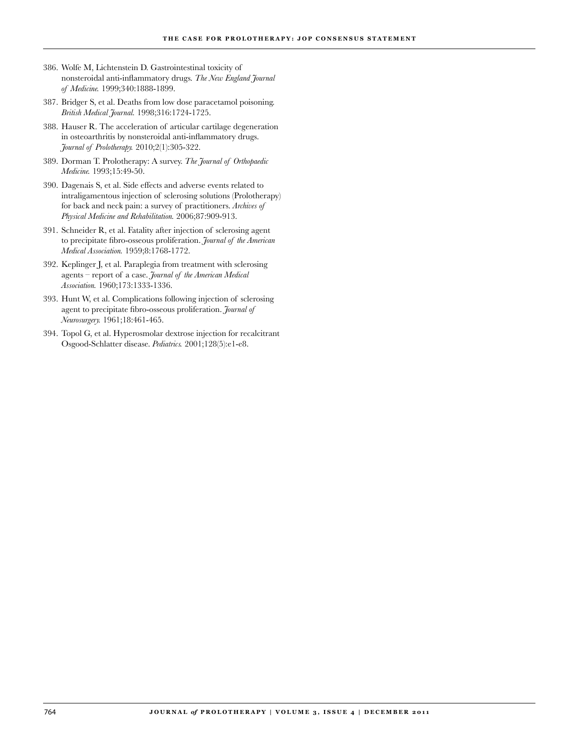386. Wolfe M, Lichtenstein D. Gastrointestinal toxicity of nonsteroidal anti-inflammatory drugs. *The New England Journal of Medicine.* 1999;340:1888-1899.

387. Bridger S, et al. Deaths from low dose paracetamol poisoning. *British Medical Journal.* 1998;316:1724-1725.

388. Hauser R. The acceleration of articular cartilage degeneration in osteoarthritis by nonsteroidal anti-inflammatory drugs. *Journal of Prolotherapy.* 2010;2(1):305-322.

389. Dorman T. Prolotherapy: A survey. *The Journal of Orthopaedic Medicine.* 1993;15:49-50.

390. Dagenais S, et al. Side effects and adverse events related to intraligamentous injection of sclerosing solutions (Prolotherapy) for back and neck pain: a survey of practitioners. *Archives of Physical Medicine and Rehabilitation.* 2006;87:909-913.

391. Schneider R, et al. Fatality after injection of sclerosing agent to precipitate fibro-osseous proliferation. *Journal of the American Medical Association.* 1959;8:1768-1772.

392. Keplinger J, et al. Paraplegia from treatment with sclerosing agents – report of a case. *Journal of the American Medical Association.* 1960;173:1333-1336.

393. Hunt W, et al. Complications following injection of sclerosing agent to precipitate fibro-osseous proliferation. *Journal of Neurosurgery.* 1961;18:461-465.

394. Topol G, et al. Hyperosmolar dextrose injection for recalcitrant Osgood-Schlatter disease. *Pediatrics.* 2001;128(5):e1-e8.